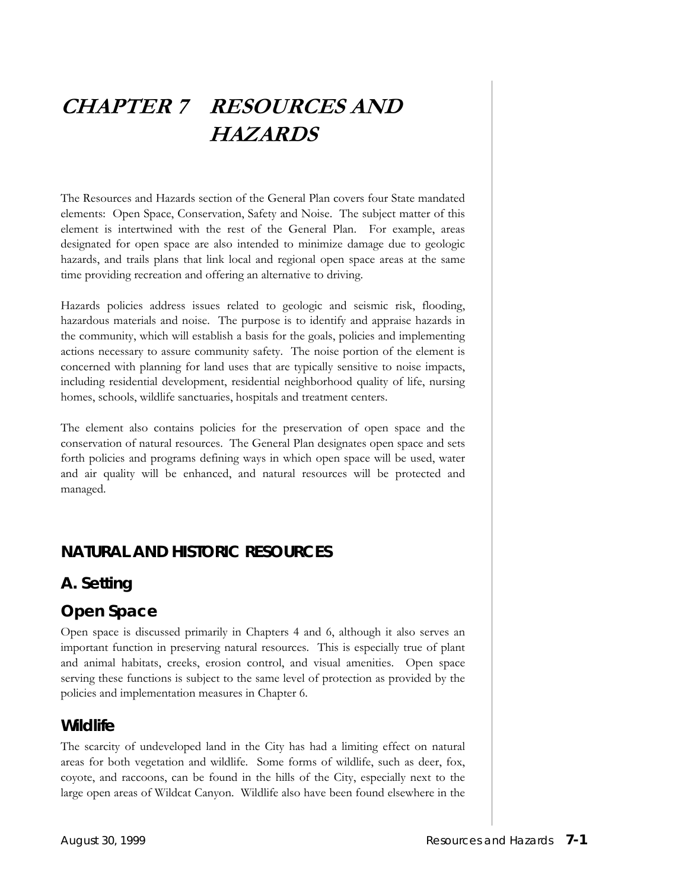# CHAPTER 7 RESOURCES AND HAZARDS

The Resources and Hazards section of the General Plan covers four State mandated elements: Open Space, Conservation, Safety and Noise. The subject matter of this element is intertwined with the rest of the General Plan. For example, areas designated for open space are also intended to minimize damage due to geologic hazards, and trails plans that link local and regional open space areas at the same time providing recreation and offering an alternative to driving.

Hazards policies address issues related to geologic and seismic risk, flooding, hazardous materials and noise. The purpose is to identify and appraise hazards in the community, which will establish a basis for the goals, policies and implementing actions necessary to assure community safety. The noise portion of the element is concerned with planning for land uses that are typically sensitive to noise impacts, including residential development, residential neighborhood quality of life, nursing homes, schools, wildlife sanctuaries, hospitals and treatment centers.

The element also contains policies for the preservation of open space and the conservation of natural resources. The General Plan designates open space and sets forth policies and programs defining ways in which open space will be used, water and air quality will be enhanced, and natural resources will be protected and managed.

## NATURAL AND HISTORIC RESOURCES

### A. Setting

### Open Space

Open space is discussed primarily in Chapters 4 and 6, although it also serves an important function in preserving natural resources. This is especially true of plant and animal habitats, creeks, erosion control, and visual amenities. Open space serving these functions is subject to the same level of protection as provided by the policies and implementation measures in Chapter 6.

#### Wildlife

The scarcity of undeveloped land in the City has had a limiting effect on natural areas for both vegetation and wildlife. Some forms of wildlife, such as deer, fox, coyote, and raccoons, can be found in the hills of the City, especially next to the large open areas of Wildcat Canyon. Wildlife also have been found elsewhere in the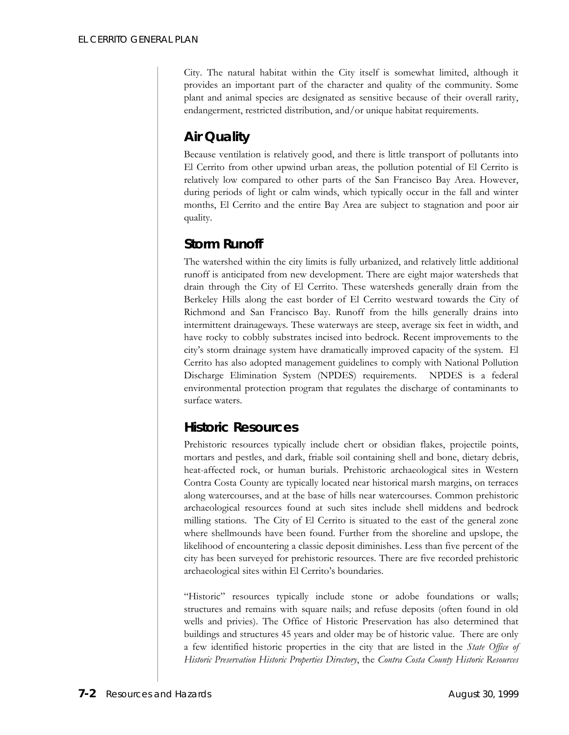City. The natural habitat within the City itself is somewhat limited, although it provides an important part of the character and quality of the community. Some plant and animal species are designated as sensitive because of their overall rarity, endangerment, restricted distribution, and/or unique habitat requirements.

## Air Quality

Because ventilation is relatively good, and there is little transport of pollutants into El Cerrito from other upwind urban areas, the pollution potential of El Cerrito is relatively low compared to other parts of the San Francisco Bay Area. However, during periods of light or calm winds, which typically occur in the fall and winter months, El Cerrito and the entire Bay Area are subject to stagnation and poor air quality.

## Storm Runoff

The watershed within the city limits is fully urbanized, and relatively little additional runoff is anticipated from new development. There are eight major watersheds that drain through the City of El Cerrito. These watersheds generally drain from the Berkeley Hills along the east border of El Cerrito westward towards the City of Richmond and San Francisco Bay. Runoff from the hills generally drains into intermittent drainageways. These waterways are steep, average six feet in width, and have rocky to cobbly substrates incised into bedrock. Recent improvements to the city's storm drainage system have dramatically improved capacity of the system. El Cerrito has also adopted management guidelines to comply with National Pollution Discharge Elimination System (NPDES) requirements. NPDES is a federal environmental protection program that regulates the discharge of contaminants to surface waters.

## Historic Resources

Prehistoric resources typically include chert or obsidian flakes, projectile points, mortars and pestles, and dark, friable soil containing shell and bone, dietary debris, heat-affected rock, or human burials. Prehistoric archaeological sites in Western Contra Costa County are typically located near historical marsh margins, on terraces along watercourses, and at the base of hills near watercourses. Common prehistoric archaeological resources found at such sites include shell middens and bedrock milling stations. The City of El Cerrito is situated to the east of the general zone where shellmounds have been found. Further from the shoreline and upslope, the likelihood of encountering a classic deposit diminishes. Less than five percent of the city has been surveyed for prehistoric resources. There are five recorded prehistoric archaeological sites within El Cerrito's boundaries.

"Historic" resources typically include stone or adobe foundations or walls; structures and remains with square nails; and refuse deposits (often found in old wells and privies). The Office of Historic Preservation has also determined that buildings and structures 45 years and older may be of historic value. There are only a few identified historic properties in the city that are listed in the *State Office of Historic Preservation Historic Properties Directory*, the *Contra Costa County Historic Resources*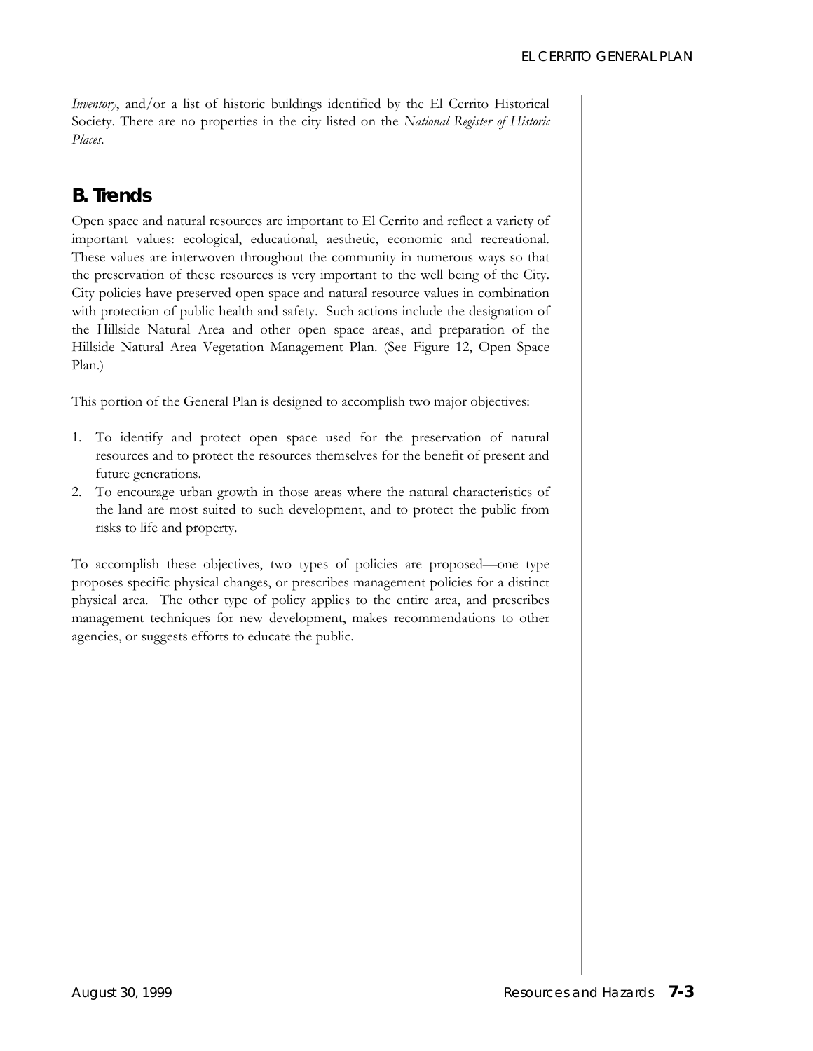*Inventory*, and/or a list of historic buildings identified by the El Cerrito Historical Society. There are no properties in the city listed on the *National Register of Historic Places*.

## B. Trends

Open space and natural resources are important to El Cerrito and reflect a variety of important values: ecological, educational, aesthetic, economic and recreational. These values are interwoven throughout the community in numerous ways so that the preservation of these resources is very important to the well being of the City. City policies have preserved open space and natural resource values in combination with protection of public health and safety. Such actions include the designation of the Hillside Natural Area and other open space areas, and preparation of the Hillside Natural Area Vegetation Management Plan. (See Figure 12, Open Space Plan.)

This portion of the General Plan is designed to accomplish two major objectives:

1. To identify and protect open space used for the preservation of natural resources and to protect the resources themselves for the benefit of present and future generations.
2. To encourage urban growth in those areas where the natural characteristics of the land are most suited to such development, and to protect the public from risks to life and property.

To accomplish these objectives, two types of policies are proposed—one type proposes specific physical changes, or prescribes management policies for a distinct physical area. The other type of policy applies to the entire area, and prescribes management techniques for new development, makes recommendations to other agencies, or suggests efforts to educate the public.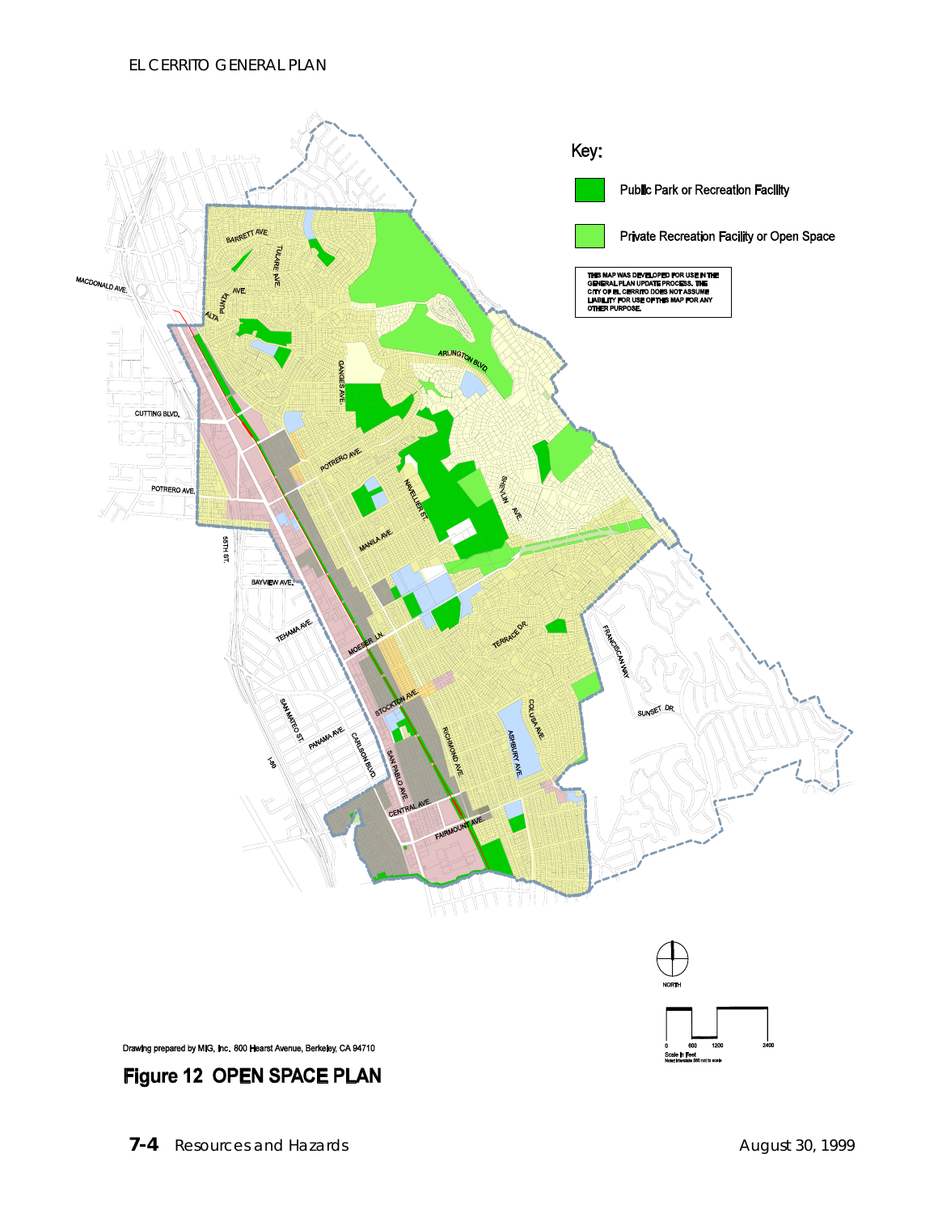Key:

- Public Park or Recreation Facility
- Private Recreation Facility or Open Space

THIS MAP WAS DEVELOPED FOR USE IN THE GENERAL PLAN UPDATE PROCESS. THE CITY OF EL CERRITO DOES NOT ASSUME LIABILITY FOR USE OF THIS MAP FOR ANY OTHER PURPOSE.

Drawing prepared by MIG, Inc. 800 Hearst Avenue, Berkeley, CA 94710

**Figure 12 OPEN SPACE PLAN**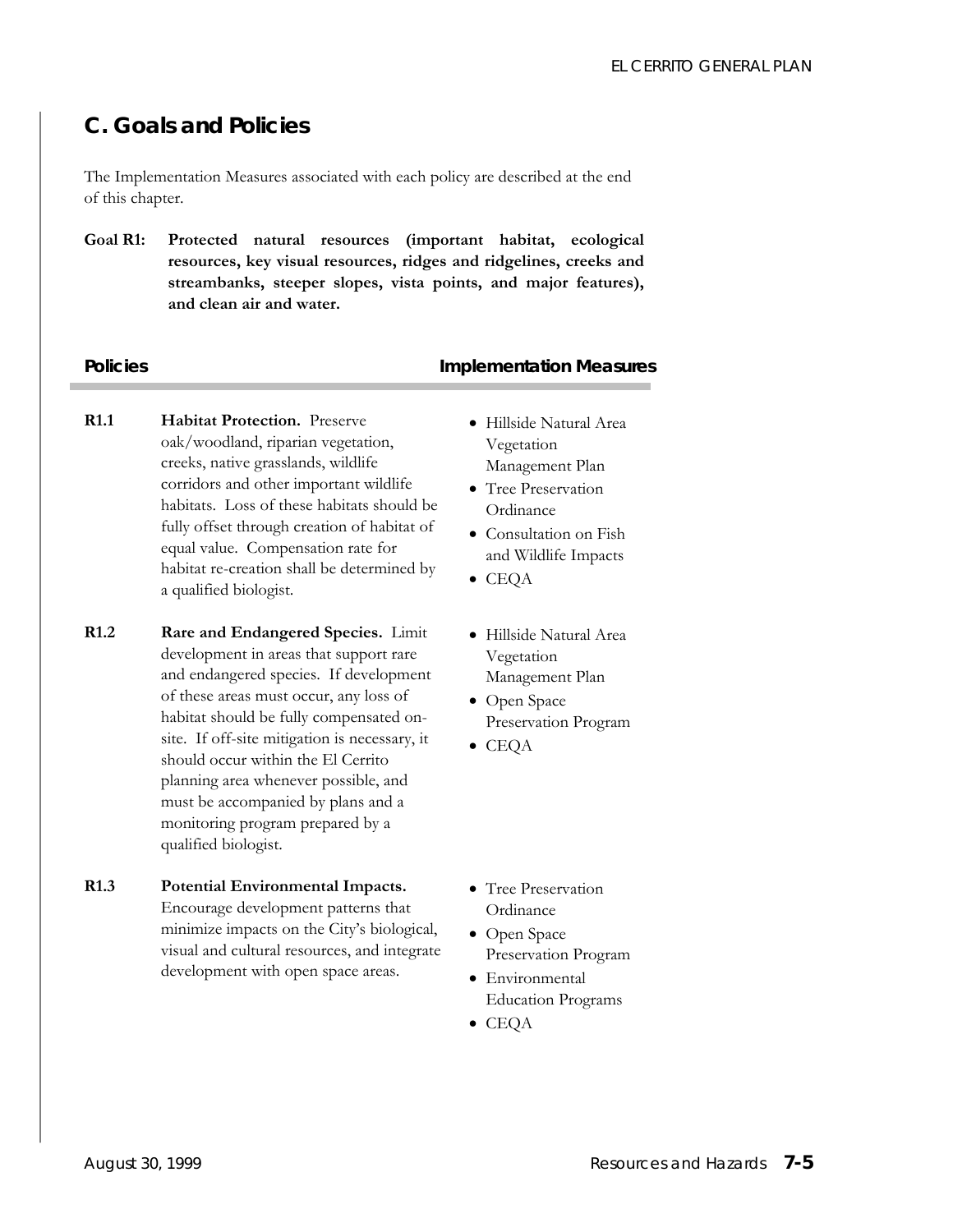## C. Goals and Policies

The Implementation Measures associated with each policy are described at the end of this chapter.

**Goal R1: Protected natural resources (important habitat, ecological resources, key visual resources, ridges and ridgelines, creeks and streambanks, steeper slopes, vista points, and major features), and clean air and water.**

| | Policies | Implementation Measures |
|---|---|---|
| **R1.1** | **Habitat Protection.** Preserve oak/woodland, riparian vegetation, creeks, native grasslands, wildlife corridors and other important wildlife habitats. Loss of these habitats should be fully offset through creation of habitat of equal value. Compensation rate for habitat re-creation shall be determined by a qualified biologist. | • Hillside Natural Area Vegetation Management Plan<br>• Tree Preservation Ordinance<br>• Consultation on Fish and Wildlife Impacts<br>• CEQA |
| **R1.2** | **Rare and Endangered Species.** Limit development in areas that support rare and endangered species. If development of these areas must occur, any loss of habitat should be fully compensated on-site. If off-site mitigation is necessary, it should occur within the El Cerrito planning area whenever possible, and must be accompanied by plans and a monitoring program prepared by a qualified biologist. | • Hillside Natural Area Vegetation Management Plan<br>• Open Space Preservation Program<br>• CEQA |
| **R1.3** | **Potential Environmental Impacts.** Encourage development patterns that minimize impacts on the City's biological, visual and cultural resources, and integrate development with open space areas. | • Tree Preservation Ordinance<br>• Open Space Preservation Program<br>• Environmental Education Programs<br>• CEQA |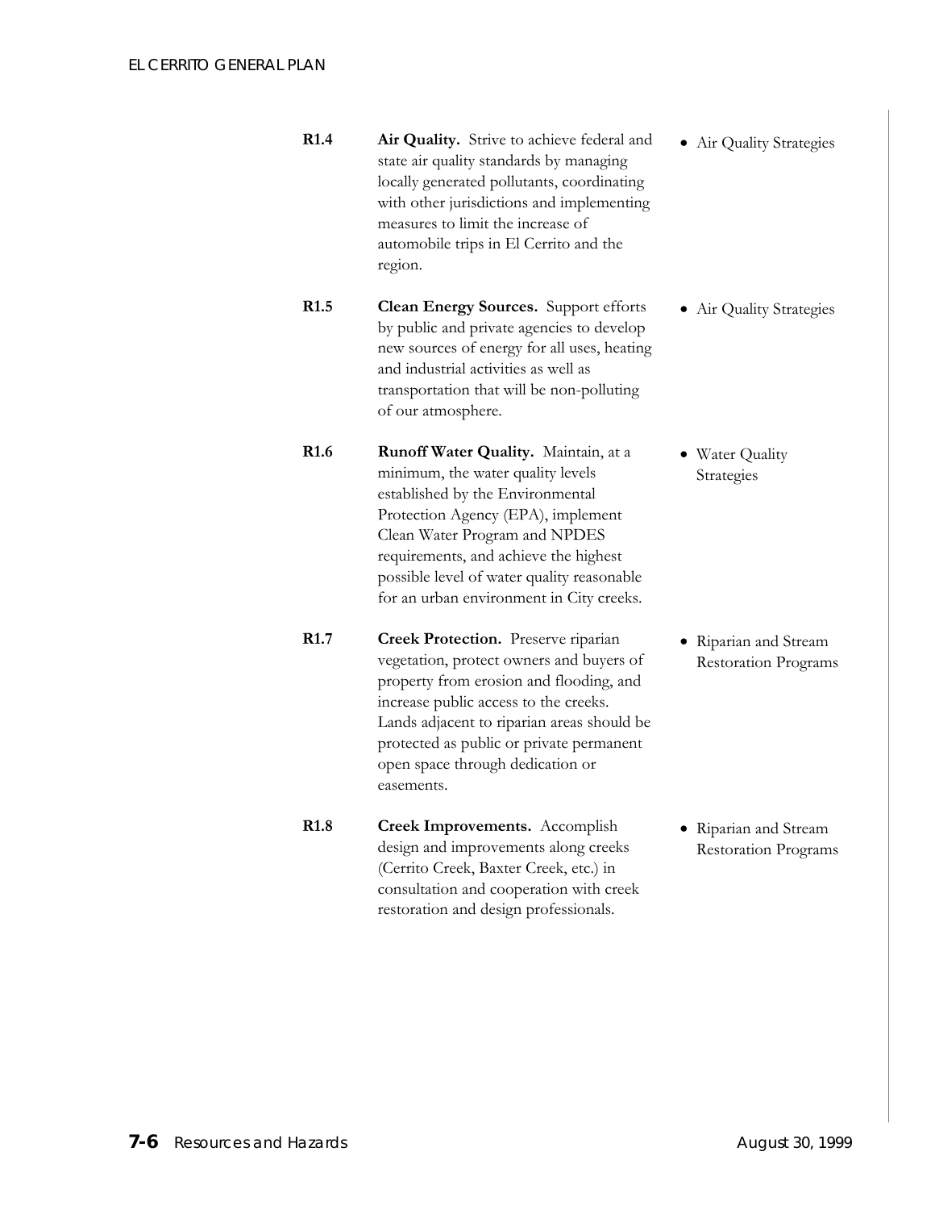| | | |
|---|---|---|
| **R1.4** | **Air Quality.** Strive to achieve federal and state air quality standards by managing locally generated pollutants, coordinating with other jurisdictions and implementing measures to limit the increase of automobile trips in El Cerrito and the region. | • Air Quality Strategies |
| **R1.5** | **Clean Energy Sources.** Support efforts by public and private agencies to develop new sources of energy for all uses, heating and industrial activities as well as transportation that will be non-polluting of our atmosphere. | • Air Quality Strategies |
| **R1.6** | **Runoff Water Quality.** Maintain, at a minimum, the water quality levels established by the Environmental Protection Agency (EPA), implement Clean Water Program and NPDES requirements, and achieve the highest possible level of water quality reasonable for an urban environment in City creeks. | • Water Quality Strategies |
| **R1.7** | **Creek Protection.** Preserve riparian vegetation, protect owners and buyers of property from erosion and flooding, and increase public access to the creeks. Lands adjacent to riparian areas should be protected as public or private permanent open space through dedication or easements. | • Riparian and Stream Restoration Programs |
| **R1.8** | **Creek Improvements.** Accomplish design and improvements along creeks (Cerrito Creek, Baxter Creek, etc.) in consultation and cooperation with creek restoration and design professionals. | • Riparian and Stream Restoration Programs |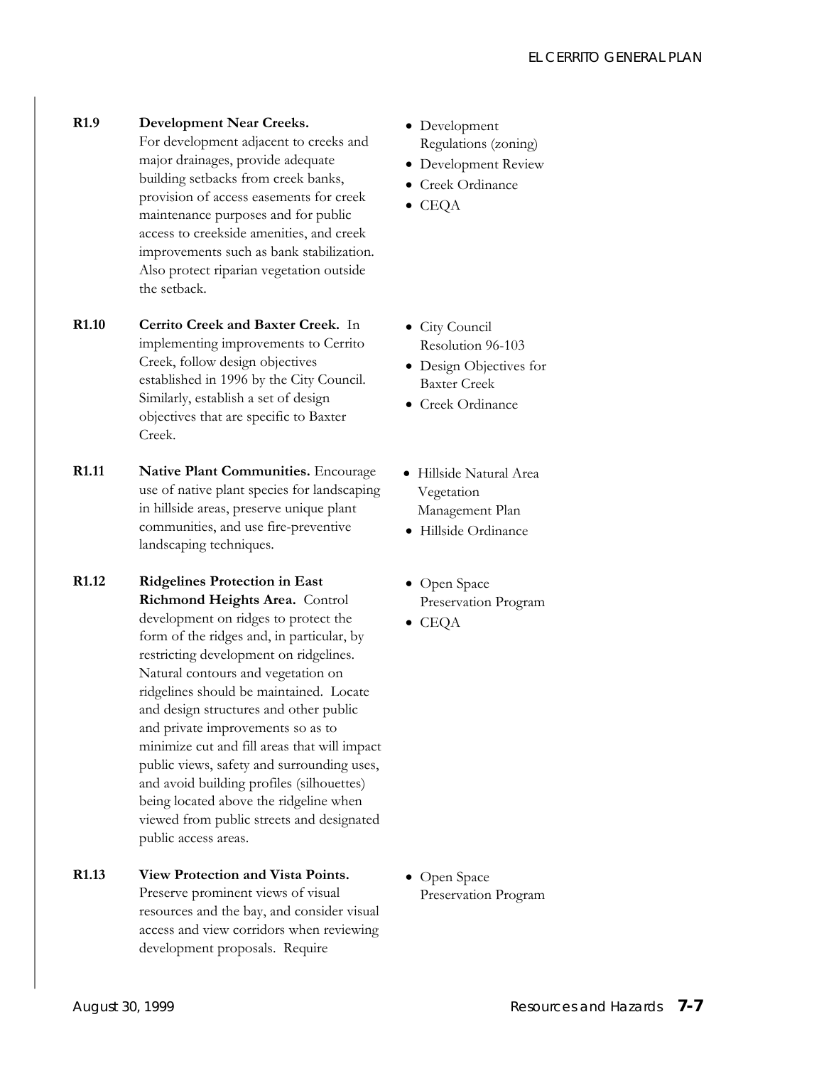| | Policy | Implementation |
|---|---|---|
| **R1.9** | **Development Near Creeks.** For development adjacent to creeks and major drainages, provide adequate building setbacks from creek banks, provision of access easements for creek maintenance purposes and for public access to creekside amenities, and creek improvements such as bank stabilization. Also protect riparian vegetation outside the setback. | • Development Regulations (zoning)<br>• Development Review<br>• Creek Ordinance<br>• CEQA |
| **R1.10** | **Cerrito Creek and Baxter Creek.** In implementing improvements to Cerrito Creek, follow design objectives established in 1996 by the City Council. Similarly, establish a set of design objectives that are specific to Baxter Creek. | • City Council Resolution 96-103<br>• Design Objectives for Baxter Creek<br>• Creek Ordinance |
| **R1.11** | **Native Plant Communities.** Encourage use of native plant species for landscaping in hillside areas, preserve unique plant communities, and use fire-preventive landscaping techniques. | • Hillside Natural Area Vegetation Management Plan<br>• Hillside Ordinance |
| **R1.12** | **Ridgelines Protection in East Richmond Heights Area.** Control development on ridges to protect the form of the ridges and, in particular, by restricting development on ridgelines. Natural contours and vegetation on ridgelines should be maintained. Locate and design structures and other public and private improvements so as to minimize cut and fill areas that will impact public views, safety and surrounding uses, and avoid building profiles (silhouettes) being located above the ridgeline when viewed from public streets and designated public access areas. | • Open Space Preservation Program<br>• CEQA |
| **R1.13** | **View Protection and Vista Points.** Preserve prominent views of visual resources and the bay, and consider visual access and view corridors when reviewing development proposals. Require | • Open Space Preservation Program |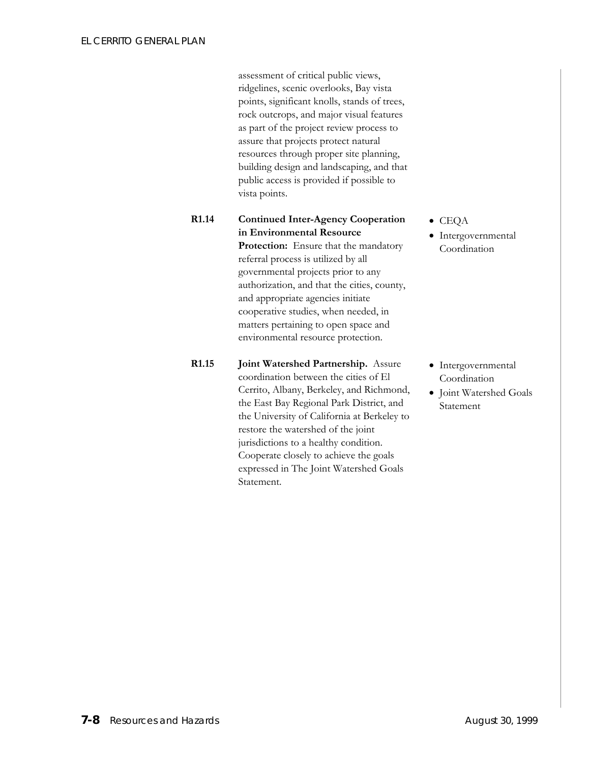assessment of critical public views, ridgelines, scenic overlooks, Bay vista points, significant knolls, stands of trees, rock outcrops, and major visual features as part of the project review process to assure that projects protect natural resources through proper site planning, building design and landscaping, and that public access is provided if possible to vista points.

**R1.14** **Continued Inter-Agency Cooperation in Environmental Resource Protection:** Ensure that the mandatory referral process is utilized by all governmental projects prior to any authorization, and that the cities, county, and appropriate agencies initiate cooperative studies, when needed, in matters pertaining to open space and environmental resource protection.

- CEQA
- Intergovernmental Coordination

**R1.15** **Joint Watershed Partnership.** Assure coordination between the cities of El Cerrito, Albany, Berkeley, and Richmond, the East Bay Regional Park District, and the University of California at Berkeley to restore the watershed of the joint jurisdictions to a healthy condition. Cooperate closely to achieve the goals expressed in The Joint Watershed Goals Statement.

- Intergovernmental Coordination
- Joint Watershed Goals Statement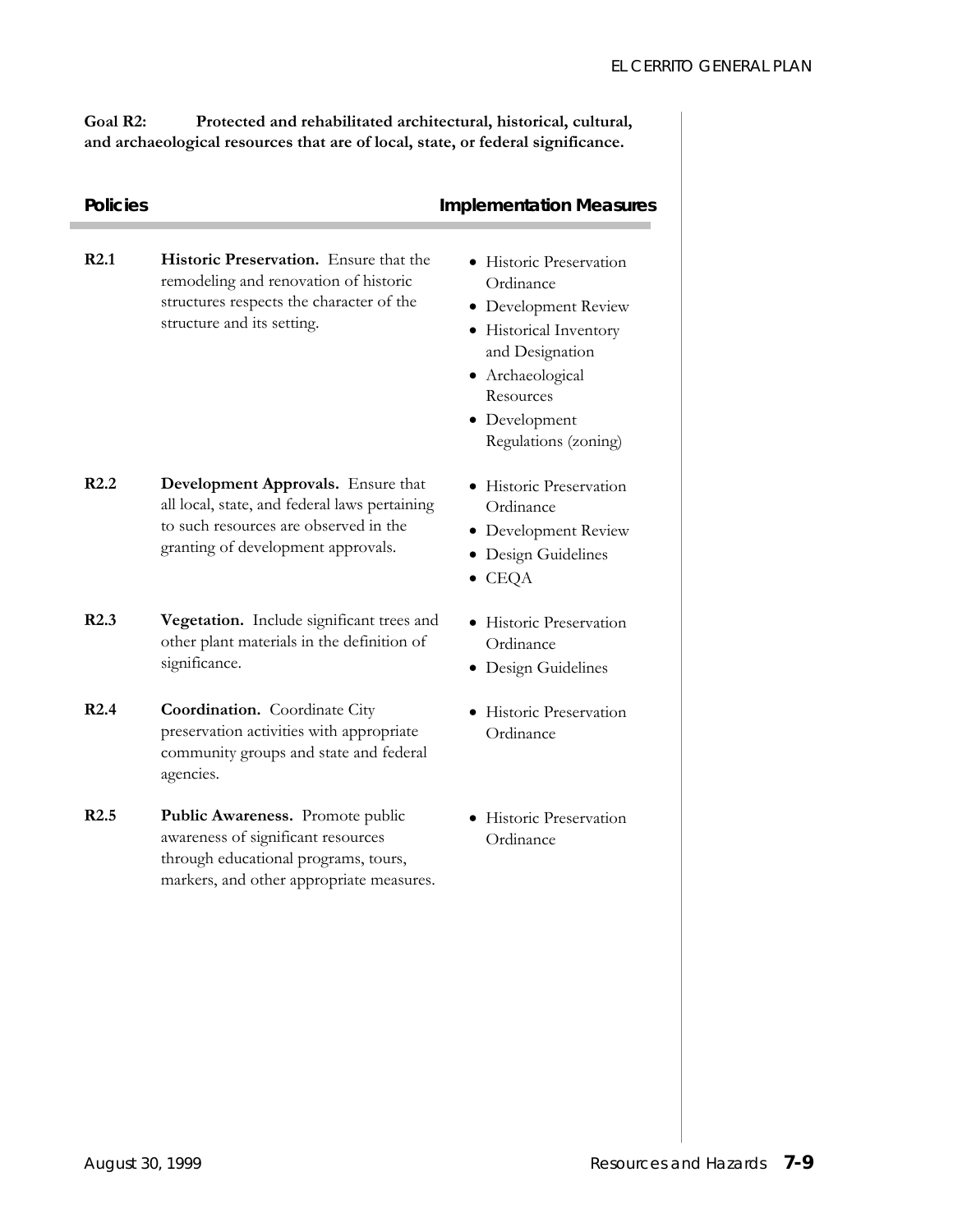**Goal R2: Protected and rehabilitated architectural, historical, cultural, and archaeological resources that are of local, state, or federal significance.**

| | Policies | Implementation Measures |
|---|---|---|
| **R2.1** | **Historic Preservation.** Ensure that the remodeling and renovation of historic structures respects the character of the structure and its setting. | • Historic Preservation Ordinance<br>• Development Review<br>• Historical Inventory and Designation<br>• Archaeological Resources<br>• Development Regulations (zoning) |
| **R2.2** | **Development Approvals.** Ensure that all local, state, and federal laws pertaining to such resources are observed in the granting of development approvals. | • Historic Preservation Ordinance<br>• Development Review<br>• Design Guidelines<br>• CEQA |
| **R2.3** | **Vegetation.** Include significant trees and other plant materials in the definition of significance. | • Historic Preservation Ordinance<br>• Design Guidelines |
| **R2.4** | **Coordination.** Coordinate City preservation activities with appropriate community groups and state and federal agencies. | • Historic Preservation Ordinance |
| **R2.5** | **Public Awareness.** Promote public awareness of significant resources through educational programs, tours, markers, and other appropriate measures. | • Historic Preservation Ordinance |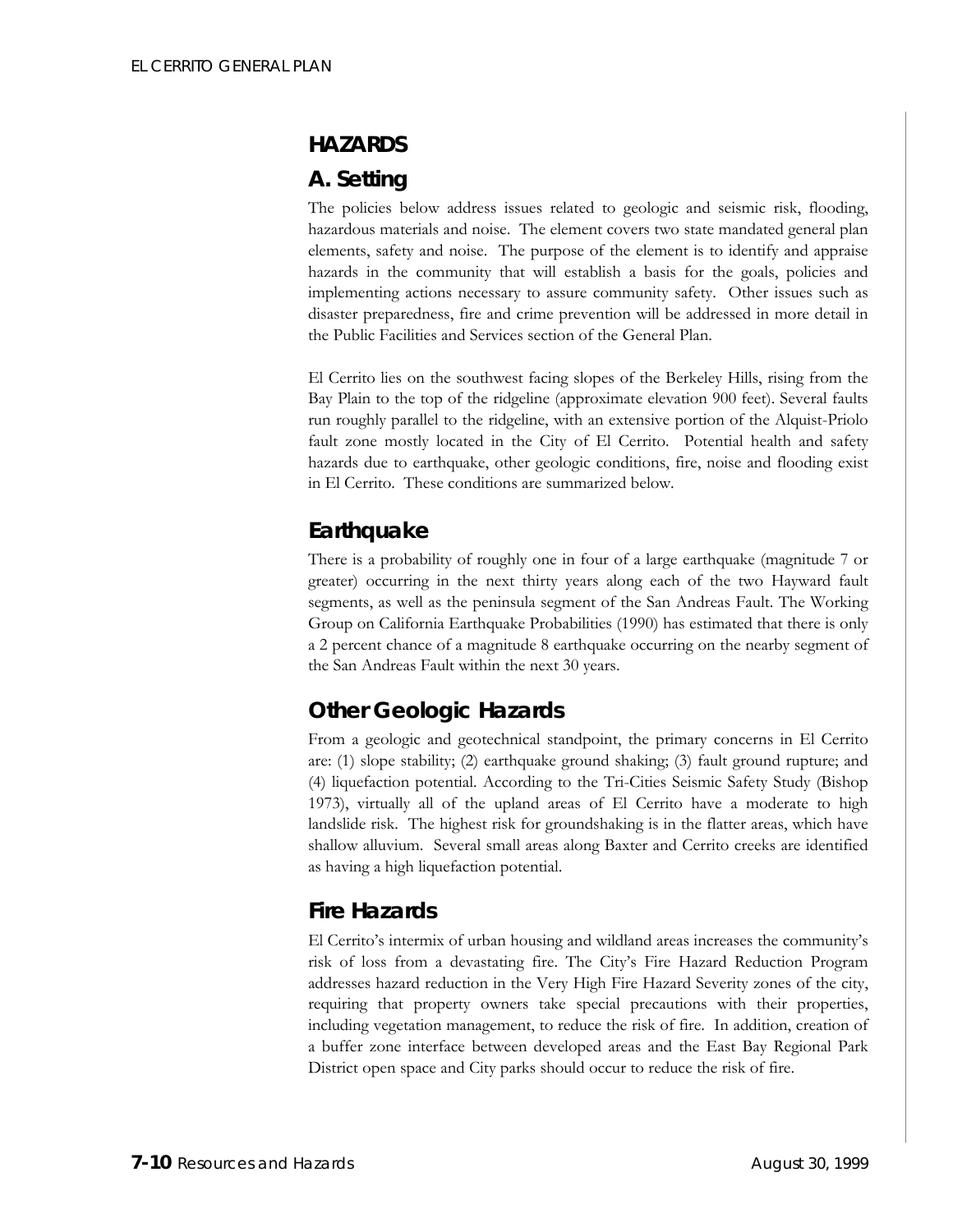# HAZARDS

## A. Setting

The policies below address issues related to geologic and seismic risk, flooding, hazardous materials and noise. The element covers two state mandated general plan elements, safety and noise. The purpose of the element is to identify and appraise hazards in the community that will establish a basis for the goals, policies and implementing actions necessary to assure community safety. Other issues such as disaster preparedness, fire and crime prevention will be addressed in more detail in the Public Facilities and Services section of the General Plan.

El Cerrito lies on the southwest facing slopes of the Berkeley Hills, rising from the Bay Plain to the top of the ridgeline (approximate elevation 900 feet). Several faults run roughly parallel to the ridgeline, with an extensive portion of the Alquist-Priolo fault zone mostly located in the City of El Cerrito. Potential health and safety hazards due to earthquake, other geologic conditions, fire, noise and flooding exist in El Cerrito. These conditions are summarized below.

## Earthquake

There is a probability of roughly one in four of a large earthquake (magnitude 7 or greater) occurring in the next thirty years along each of the two Hayward fault segments, as well as the peninsula segment of the San Andreas Fault. The Working Group on California Earthquake Probabilities (1990) has estimated that there is only a 2 percent chance of a magnitude 8 earthquake occurring on the nearby segment of the San Andreas Fault within the next 30 years.

## Other Geologic Hazards

From a geologic and geotechnical standpoint, the primary concerns in El Cerrito are: (1) slope stability; (2) earthquake ground shaking; (3) fault ground rupture; and (4) liquefaction potential. According to the Tri-Cities Seismic Safety Study (Bishop 1973), virtually all of the upland areas of El Cerrito have a moderate to high landslide risk. The highest risk for groundshaking is in the flatter areas, which have shallow alluvium. Several small areas along Baxter and Cerrito creeks are identified as having a high liquefaction potential.

## Fire Hazards

El Cerrito's intermix of urban housing and wildland areas increases the community's risk of loss from a devastating fire. The City's Fire Hazard Reduction Program addresses hazard reduction in the Very High Fire Hazard Severity zones of the city, requiring that property owners take special precautions with their properties, including vegetation management, to reduce the risk of fire. In addition, creation of a buffer zone interface between developed areas and the East Bay Regional Park District open space and City parks should occur to reduce the risk of fire.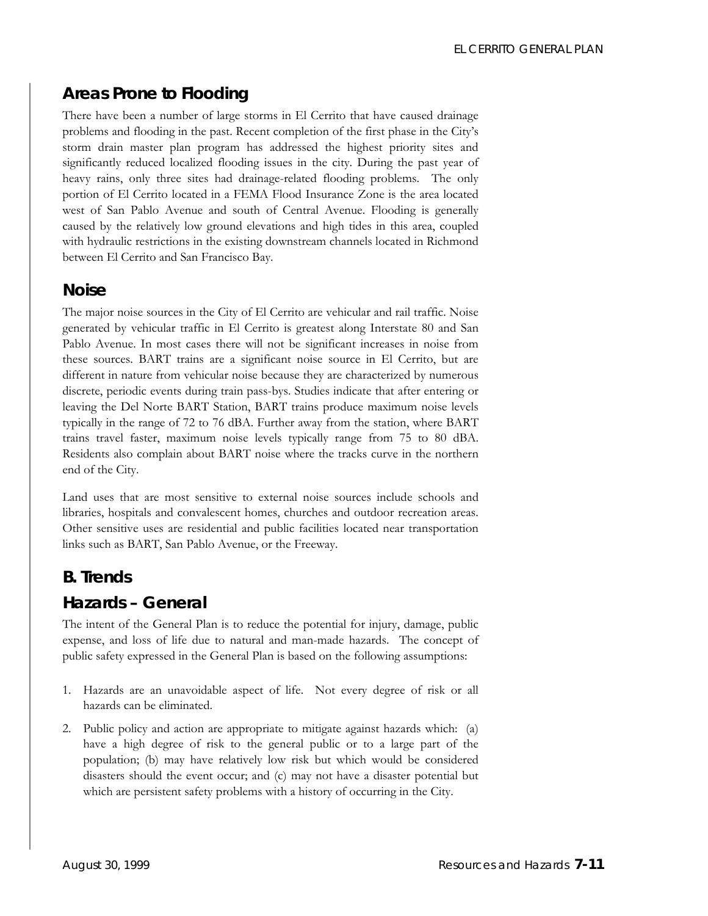## Areas Prone to Flooding

There have been a number of large storms in El Cerrito that have caused drainage problems and flooding in the past. Recent completion of the first phase in the City's storm drain master plan program has addressed the highest priority sites and significantly reduced localized flooding issues in the city. During the past year of heavy rains, only three sites had drainage-related flooding problems. The only portion of El Cerrito located in a FEMA Flood Insurance Zone is the area located west of San Pablo Avenue and south of Central Avenue. Flooding is generally caused by the relatively low ground elevations and high tides in this area, coupled with hydraulic restrictions in the existing downstream channels located in Richmond between El Cerrito and San Francisco Bay.

## Noise

The major noise sources in the City of El Cerrito are vehicular and rail traffic. Noise generated by vehicular traffic in El Cerrito is greatest along Interstate 80 and San Pablo Avenue. In most cases there will not be significant increases in noise from these sources. BART trains are a significant noise source in El Cerrito, but are different in nature from vehicular noise because they are characterized by numerous discrete, periodic events during train pass-bys. Studies indicate that after entering or leaving the Del Norte BART Station, BART trains produce maximum noise levels typically in the range of 72 to 76 dBA. Further away from the station, where BART trains travel faster, maximum noise levels typically range from 75 to 80 dBA. Residents also complain about BART noise where the tracks curve in the northern end of the City.

Land uses that are most sensitive to external noise sources include schools and libraries, hospitals and convalescent homes, churches and outdoor recreation areas. Other sensitive uses are residential and public facilities located near transportation links such as BART, San Pablo Avenue, or the Freeway.

## B. Trends

## Hazards – General

The intent of the General Plan is to reduce the potential for injury, damage, public expense, and loss of life due to natural and man-made hazards. The concept of public safety expressed in the General Plan is based on the following assumptions:

1. Hazards are an unavoidable aspect of life. Not every degree of risk or all hazards can be eliminated.
2. Public policy and action are appropriate to mitigate against hazards which: (a) have a high degree of risk to the general public or to a large part of the population; (b) may have relatively low risk but which would be considered disasters should the event occur; and (c) may not have a disaster potential but which are persistent safety problems with a history of occurring in the City.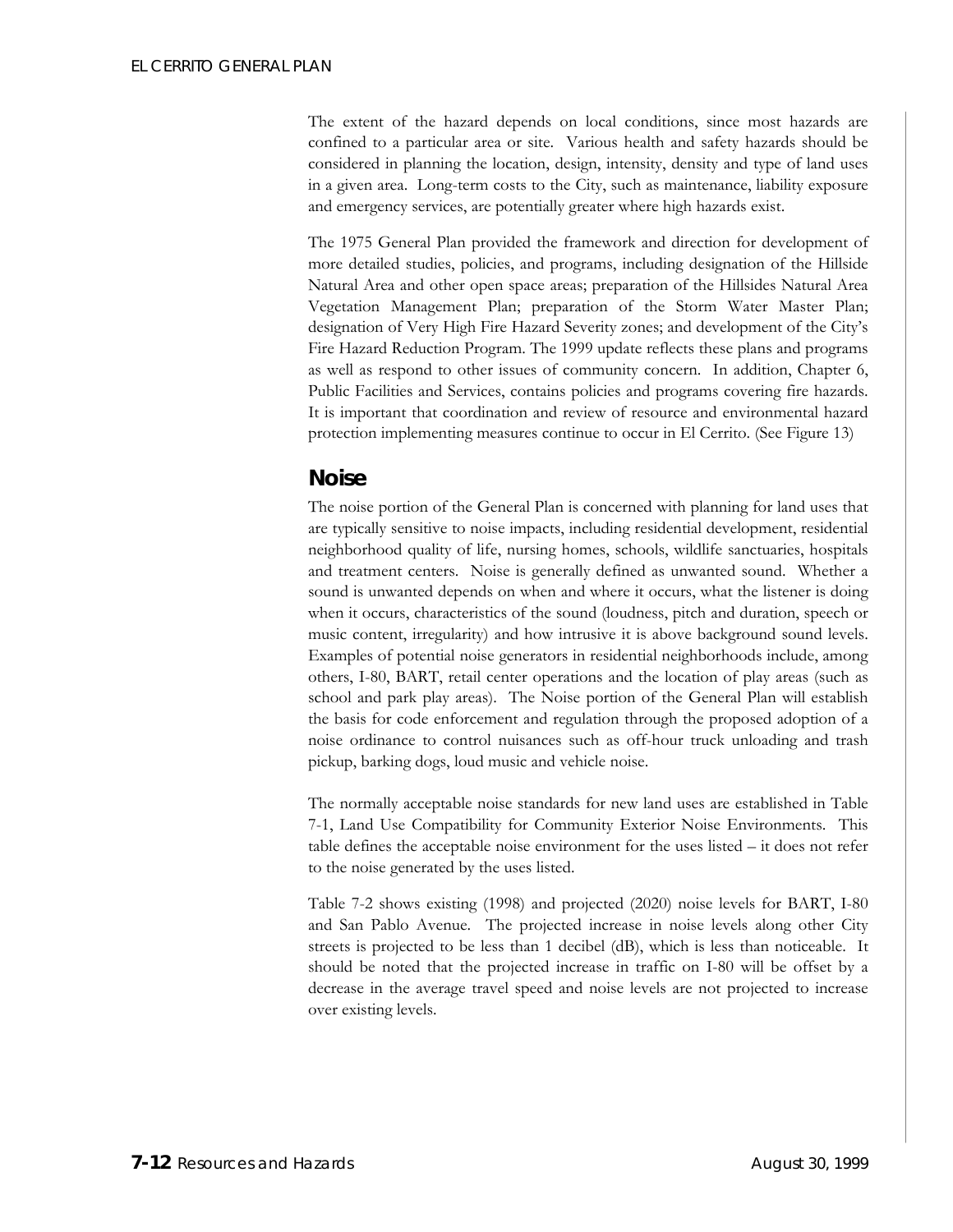The extent of the hazard depends on local conditions, since most hazards are confined to a particular area or site. Various health and safety hazards should be considered in planning the location, design, intensity, density and type of land uses in a given area. Long-term costs to the City, such as maintenance, liability exposure and emergency services, are potentially greater where high hazards exist.

The 1975 General Plan provided the framework and direction for development of more detailed studies, policies, and programs, including designation of the Hillside Natural Area and other open space areas; preparation of the Hillsides Natural Area Vegetation Management Plan; preparation of the Storm Water Master Plan; designation of Very High Fire Hazard Severity zones; and development of the City's Fire Hazard Reduction Program. The 1999 update reflects these plans and programs as well as respond to other issues of community concern. In addition, Chapter 6, Public Facilities and Services, contains policies and programs covering fire hazards. It is important that coordination and review of resource and environmental hazard protection implementing measures continue to occur in El Cerrito. (See Figure 13)

## Noise

The noise portion of the General Plan is concerned with planning for land uses that are typically sensitive to noise impacts, including residential development, residential neighborhood quality of life, nursing homes, schools, wildlife sanctuaries, hospitals and treatment centers. Noise is generally defined as unwanted sound. Whether a sound is unwanted depends on when and where it occurs, what the listener is doing when it occurs, characteristics of the sound (loudness, pitch and duration, speech or music content, irregularity) and how intrusive it is above background sound levels. Examples of potential noise generators in residential neighborhoods include, among others, I-80, BART, retail center operations and the location of play areas (such as school and park play areas). The Noise portion of the General Plan will establish the basis for code enforcement and regulation through the proposed adoption of a noise ordinance to control nuisances such as off-hour truck unloading and trash pickup, barking dogs, loud music and vehicle noise.

The normally acceptable noise standards for new land uses are established in Table 7-1, Land Use Compatibility for Community Exterior Noise Environments. This table defines the acceptable noise environment for the uses listed – it does not refer to the noise generated by the uses listed.

Table 7-2 shows existing (1998) and projected (2020) noise levels for BART, I-80 and San Pablo Avenue. The projected increase in noise levels along other City streets is projected to be less than 1 decibel (dB), which is less than noticeable. It should be noted that the projected increase in traffic on I-80 will be offset by a decrease in the average travel speed and noise levels are not projected to increase over existing levels.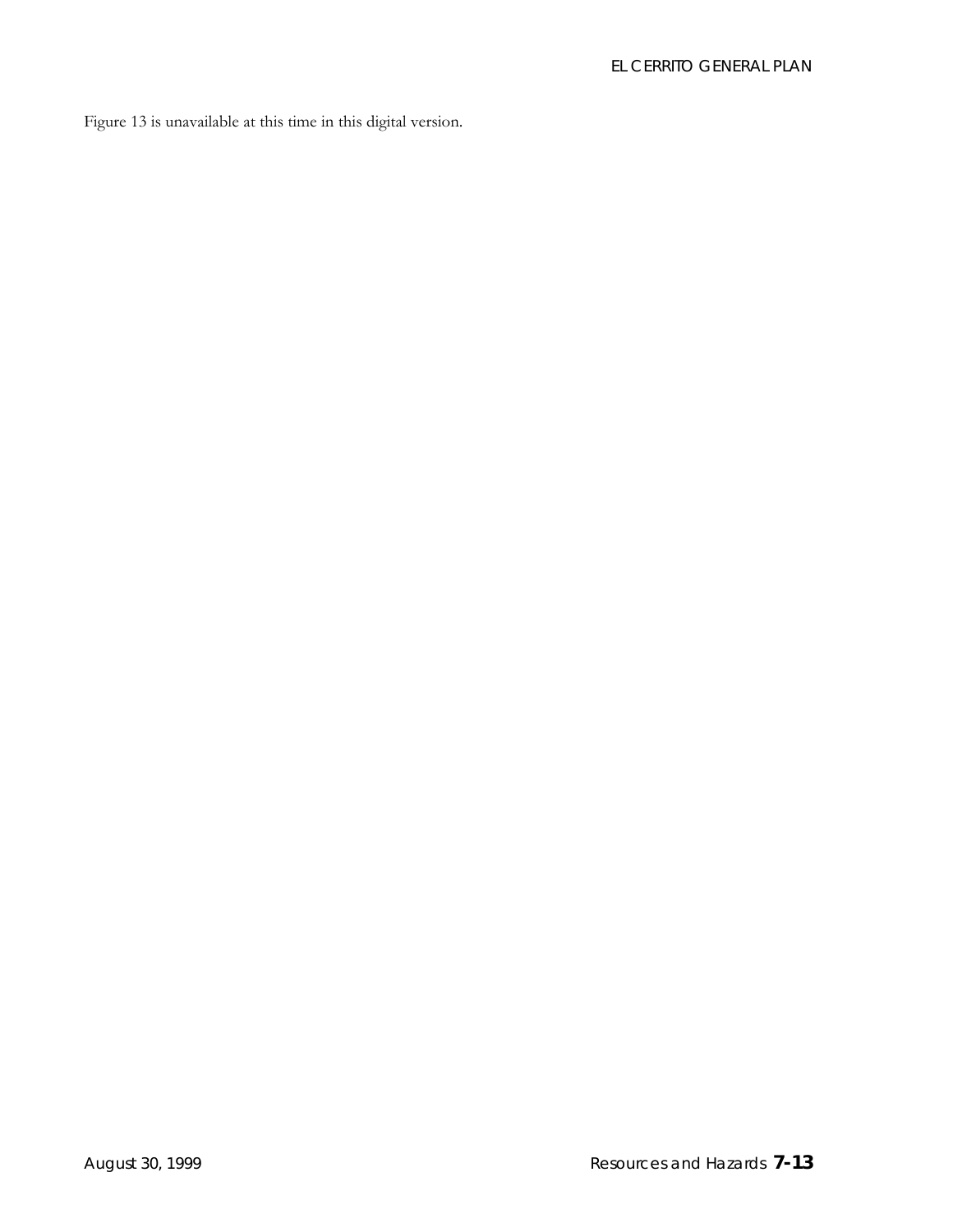Figure 13 is unavailable at this time in this digital version.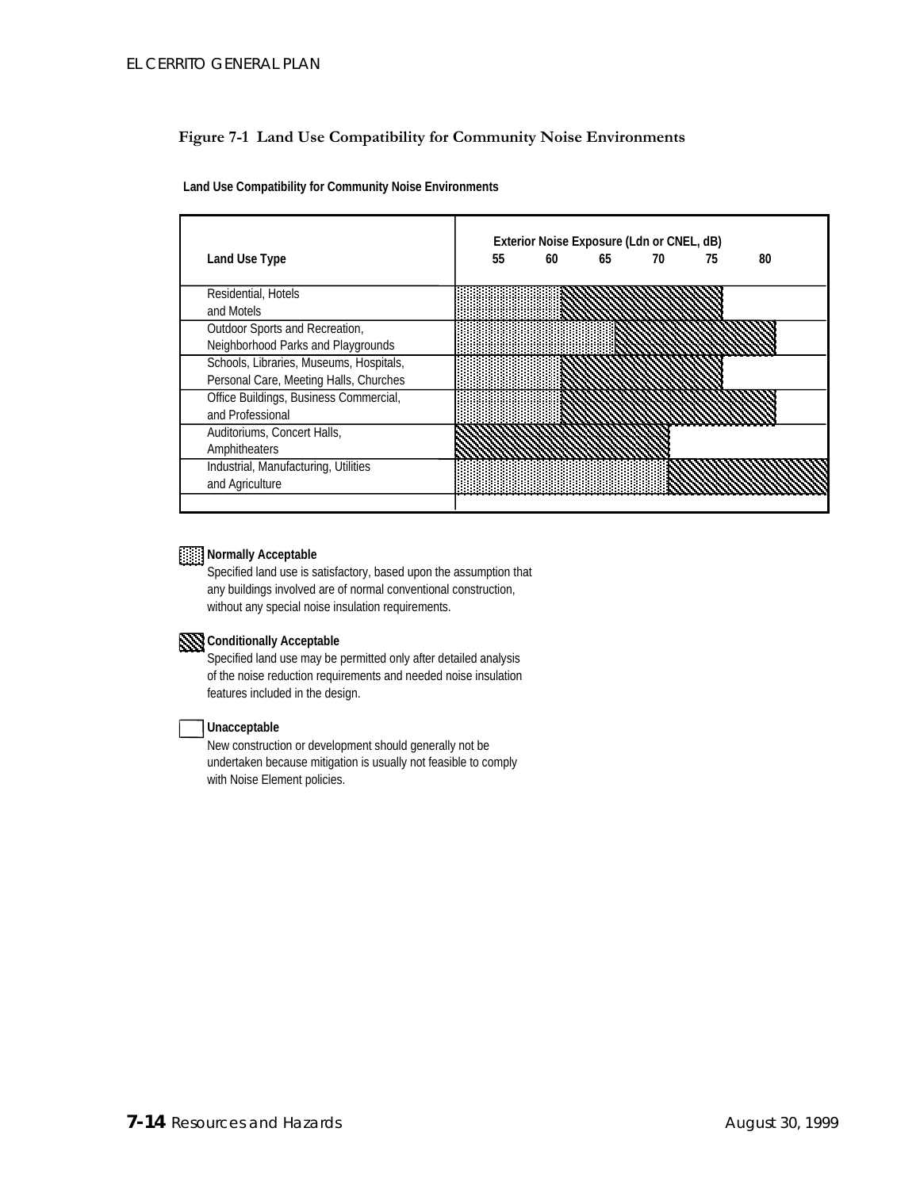# Figure 7-1 Land Use Compatibility for Community Noise Environments

**Land Use Compatibility for Community Noise Environments**

| Land Use Type | Normally Acceptable (Exterior Noise Exposure, Ldn or CNEL, dB) | Conditionally Acceptable (Exterior Noise Exposure, Ldn or CNEL, dB) | Unacceptable (Exterior Noise Exposure, Ldn or CNEL, dB) |
|---|---|---|---|
| Residential, Hotels and Motels | Up to 60 | 60–75 | Above 75 |
| Outdoor Sports and Recreation, Neighborhood Parks and Playgrounds | Up to 65 | 65–80 | Above 80 |
| Schools, Libraries, Museums, Hospitals, Personal Care, Meeting Halls, Churches | Up to 60 | 60–75 | Above 75 |
| Office Buildings, Business Commercial, and Professional | Up to 60 | 60–80 | Above 80 |
| Auditoriums, Concert Halls, Amphitheaters | — | Up to 70 | Above 70 |
| Industrial, Manufacturing, Utilities and Agriculture | Up to 70 | Above 70 | — |

**Normally Acceptable**
Specified land use is satisfactory, based upon the assumption that any buildings involved are of normal conventional construction, without any special noise insulation requirements.

**Conditionally Acceptable**
Specified land use may be permitted only after detailed analysis of the noise reduction requirements and needed noise insulation features included in the design.

**Unacceptable**
New construction or development should generally not be undertaken because mitigation is usually not feasible to comply with Noise Element policies.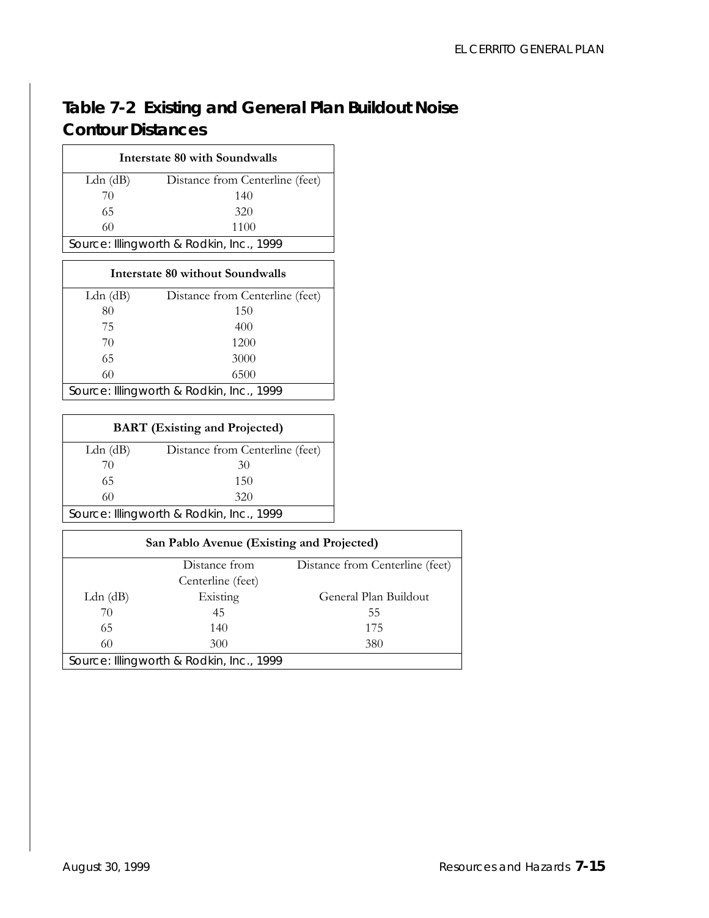## Table 7-2 Existing and General Plan Buildout Noise Contour Distances

| Interstate 80 with Soundwalls | |
|---|---|
| Ldn (dB) | Distance from Centerline (feet) |
| 70 | 140 |
| 65 | 320 |
| 60 | 1100 |

Source: Illingworth & Rodkin, Inc., 1999

| Interstate 80 without Soundwalls | |
|---|---|
| Ldn (dB) | Distance from Centerline (feet) |
| 80 | 150 |
| 75 | 400 |
| 70 | 1200 |
| 65 | 3000 |
| 60 | 6500 |

Source: Illingworth & Rodkin, Inc., 1999

| BART (Existing and Projected) | |
|---|---|
| Ldn (dB) | Distance from Centerline (feet) |
| 70 | 30 |
| 65 | 150 |
| 60 | 320 |

Source: Illingworth & Rodkin, Inc., 1999

| San Pablo Avenue (Existing and Projected) | | |
|---|---|---|
| | Distance from Centerline (feet) | Distance from Centerline (feet) |
| Ldn (dB) | Existing | General Plan Buildout |
| 70 | 45 | 55 |
| 65 | 140 | 175 |
| 60 | 300 | 380 |

Source: Illingworth & Rodkin, Inc., 1999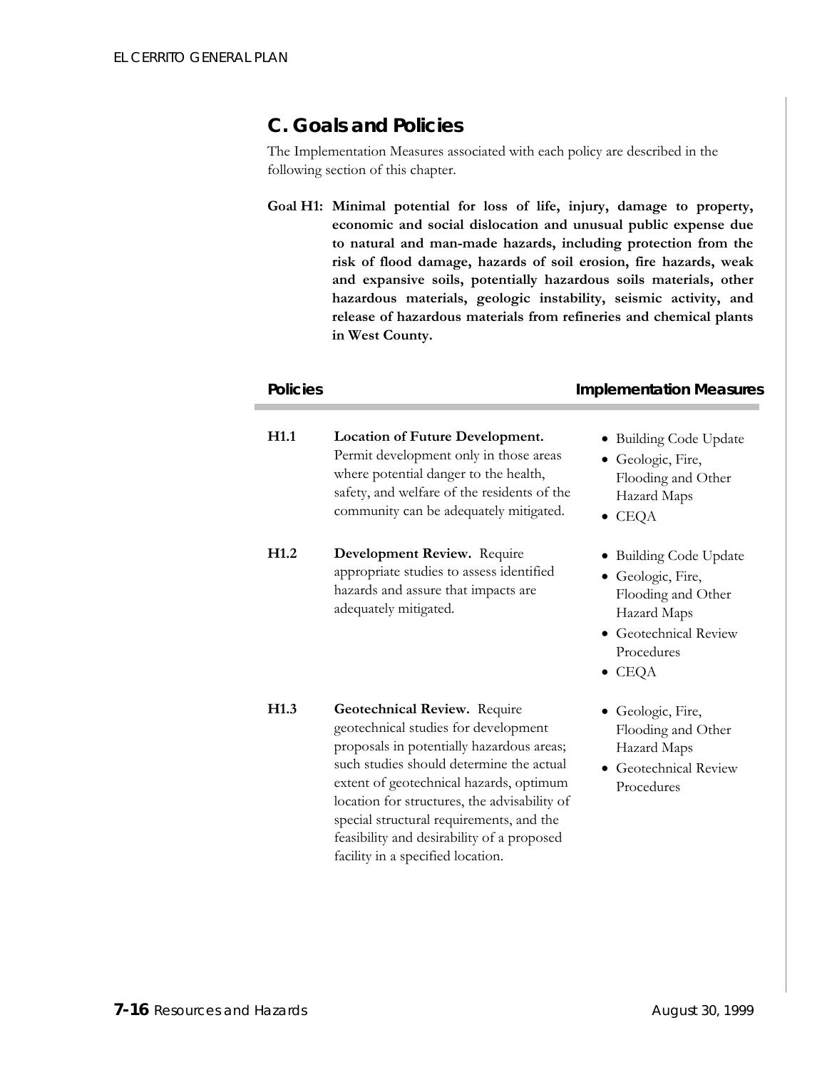## C. Goals and Policies

The Implementation Measures associated with each policy are described in the following section of this chapter.

**Goal H1: Minimal potential for loss of life, injury, damage to property, economic and social dislocation and unusual public expense due to natural and man-made hazards, including protection from the risk of flood damage, hazards of soil erosion, fire hazards, weak and expansive soils, potentially hazardous soils materials, other hazardous materials, geologic instability, seismic activity, and release of hazardous materials from refineries and chemical plants in West County.**

| Policies | | Implementation Measures |
|---|---|---|
| **H1.1** | **Location of Future Development.** Permit development only in those areas where potential danger to the health, safety, and welfare of the residents of the community can be adequately mitigated. | • Building Code Update<br>• Geologic, Fire, Flooding and Other Hazard Maps<br>• CEQA |
| **H1.2** | **Development Review.** Require appropriate studies to assess identified hazards and assure that impacts are adequately mitigated. | • Building Code Update<br>• Geologic, Fire, Flooding and Other Hazard Maps<br>• Geotechnical Review Procedures<br>• CEQA |
| **H1.3** | **Geotechnical Review.** Require geotechnical studies for development proposals in potentially hazardous areas; such studies should determine the actual extent of geotechnical hazards, optimum location for structures, the advisability of special structural requirements, and the feasibility and desirability of a proposed facility in a specified location. | • Geologic, Fire, Flooding and Other Hazard Maps<br>• Geotechnical Review Procedures |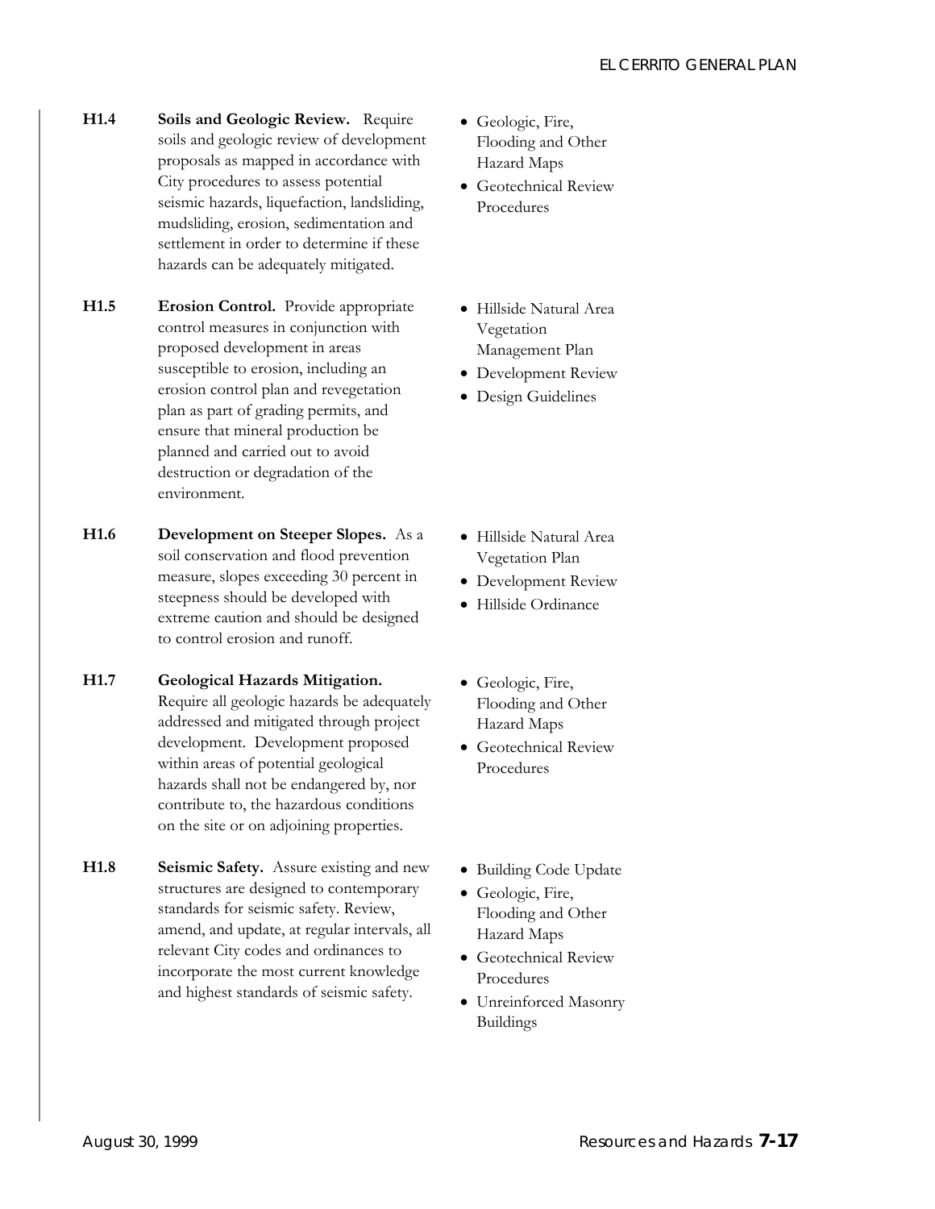| | | |
|---|---|---|
| **H1.4** | **Soils and Geologic Review.** Require soils and geologic review of development proposals as mapped in accordance with City procedures to assess potential seismic hazards, liquefaction, landsliding, mudsliding, erosion, sedimentation and settlement in order to determine if these hazards can be adequately mitigated. | • Geologic, Fire, Flooding and Other Hazard Maps<br>• Geotechnical Review Procedures |
| **H1.5** | **Erosion Control.** Provide appropriate control measures in conjunction with proposed development in areas susceptible to erosion, including an erosion control plan and revegetation plan as part of grading permits, and ensure that mineral production be planned and carried out to avoid destruction or degradation of the environment. | • Hillside Natural Area Vegetation Management Plan<br>• Development Review<br>• Design Guidelines |
| **H1.6** | **Development on Steeper Slopes.** As a soil conservation and flood prevention measure, slopes exceeding 30 percent in steepness should be developed with extreme caution and should be designed to control erosion and runoff. | • Hillside Natural Area Vegetation Plan<br>• Development Review<br>• Hillside Ordinance |
| **H1.7** | **Geological Hazards Mitigation.** Require all geologic hazards be adequately addressed and mitigated through project development. Development proposed within areas of potential geological hazards shall not be endangered by, nor contribute to, the hazardous conditions on the site or on adjoining properties. | • Geologic, Fire, Flooding and Other Hazard Maps<br>• Geotechnical Review Procedures |
| **H1.8** | **Seismic Safety.** Assure existing and new structures are designed to contemporary standards for seismic safety. Review, amend, and update, at regular intervals, all relevant City codes and ordinances to incorporate the most current knowledge and highest standards of seismic safety. | • Building Code Update<br>• Geologic, Fire, Flooding and Other Hazard Maps<br>• Geotechnical Review Procedures<br>• Unreinforced Masonry Buildings |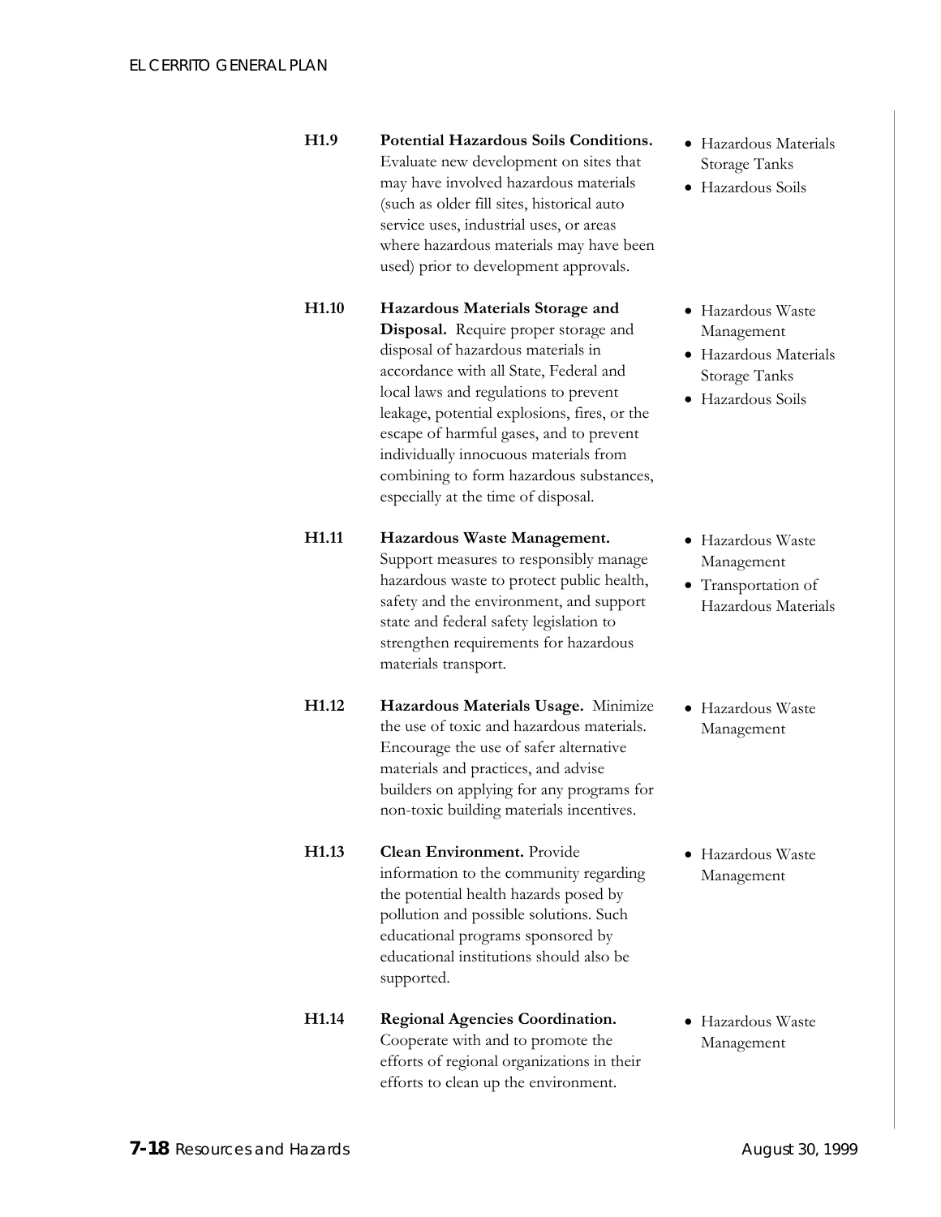| | | |
|---|---|---|
| **H1.9** | **Potential Hazardous Soils Conditions.** Evaluate new development on sites that may have involved hazardous materials (such as older fill sites, historical auto service uses, industrial uses, or areas where hazardous materials may have been used) prior to development approvals. | • Hazardous Materials Storage Tanks<br>• Hazardous Soils |
| **H1.10** | **Hazardous Materials Storage and Disposal.** Require proper storage and disposal of hazardous materials in accordance with all State, Federal and local laws and regulations to prevent leakage, potential explosions, fires, or the escape of harmful gases, and to prevent individually innocuous materials from combining to form hazardous substances, especially at the time of disposal. | • Hazardous Waste Management<br>• Hazardous Materials Storage Tanks<br>• Hazardous Soils |
| **H1.11** | **Hazardous Waste Management.** Support measures to responsibly manage hazardous waste to protect public health, safety and the environment, and support state and federal safety legislation to strengthen requirements for hazardous materials transport. | • Hazardous Waste Management<br>• Transportation of Hazardous Materials |
| **H1.12** | **Hazardous Materials Usage.** Minimize the use of toxic and hazardous materials. Encourage the use of safer alternative materials and practices, and advise builders on applying for any programs for non-toxic building materials incentives. | • Hazardous Waste Management |
| **H1.13** | **Clean Environment.** Provide information to the community regarding the potential health hazards posed by pollution and possible solutions. Such educational programs sponsored by educational institutions should also be supported. | • Hazardous Waste Management |
| **H1.14** | **Regional Agencies Coordination.** Cooperate with and to promote the efforts of regional organizations in their efforts to clean up the environment. | • Hazardous Waste Management |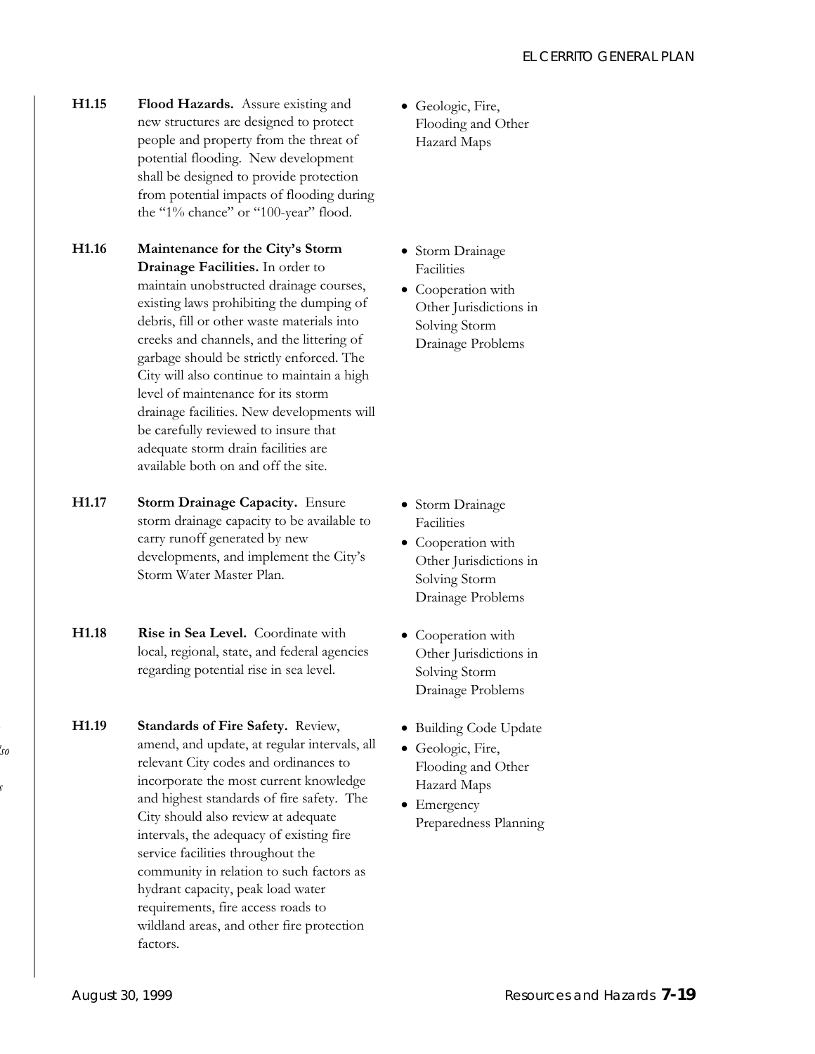| | | |
|---|---|---|
| **H1.15** | **Flood Hazards.** Assure existing and new structures are designed to protect people and property from the threat of potential flooding. New development shall be designed to provide protection from potential impacts of flooding during the "1% chance" or "100-year" flood. | • Geologic, Fire, Flooding and Other Hazard Maps |
| **H1.16** | **Maintenance for the City's Storm Drainage Facilities.** In order to maintain unobstructed drainage courses, existing laws prohibiting the dumping of debris, fill or other waste materials into creeks and channels, and the littering of garbage should be strictly enforced. The City will also continue to maintain a high level of maintenance for its storm drainage facilities. New developments will be carefully reviewed to insure that adequate storm drain facilities are available both on and off the site. | • Storm Drainage Facilities<br>• Cooperation with Other Jurisdictions in Solving Storm Drainage Problems |
| **H1.17** | **Storm Drainage Capacity.** Ensure storm drainage capacity to be available to carry runoff generated by new developments, and implement the City's Storm Water Master Plan. | • Storm Drainage Facilities<br>• Cooperation with Other Jurisdictions in Solving Storm Drainage Problems |
| **H1.18** | **Rise in Sea Level.** Coordinate with local, regional, state, and federal agencies regarding potential rise in sea level. | • Cooperation with Other Jurisdictions in Solving Storm Drainage Problems |
| **H1.19** | **Standards of Fire Safety.** Review, amend, and update, at regular intervals, all relevant City codes and ordinances to incorporate the most current knowledge and highest standards of fire safety. The City should also review at adequate intervals, the adequacy of existing fire service facilities throughout the community in relation to such factors as hydrant capacity, peak load water requirements, fire access roads to wildland areas, and other fire protection factors. | • Building Code Update<br>• Geologic, Fire, Flooding and Other Hazard Maps<br>• Emergency Preparedness Planning |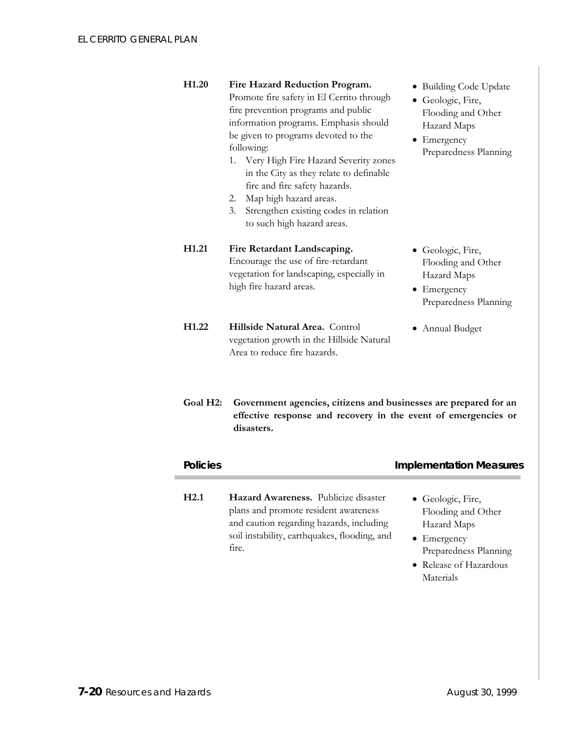| | | |
|---|---|---|
| **H1.20** | **Fire Hazard Reduction Program.** Promote fire safety in El Cerrito through fire prevention programs and public information programs. Emphasis should be given to programs devoted to the following:<br>1. Very High Fire Hazard Severity zones in the City as they relate to definable fire and fire safety hazards.<br>2. Map high hazard areas.<br>3. Strengthen existing codes in relation to such high hazard areas. | • Building Code Update<br>• Geologic, Fire, Flooding and Other Hazard Maps<br>• Emergency Preparedness Planning |
| **H1.21** | **Fire Retardant Landscaping.** Encourage the use of fire-retardant vegetation for landscaping, especially in high fire hazard areas. | • Geologic, Fire, Flooding and Other Hazard Maps<br>• Emergency Preparedness Planning |
| **H1.22** | **Hillside Natural Area.** Control vegetation growth in the Hillside Natural Area to reduce fire hazards. | • Annual Budget |

**Goal H2: Government agencies, citizens and businesses are prepared for an effective response and recovery in the event of emergencies or disasters.**

| Policies | | Implementation Measures |
|---|---|---|
| **H2.1** | **Hazard Awareness.** Publicize disaster plans and promote resident awareness and caution regarding hazards, including soil instability, earthquakes, flooding, and fire. | • Geologic, Fire, Flooding and Other Hazard Maps<br>• Emergency Preparedness Planning<br>• Release of Hazardous Materials |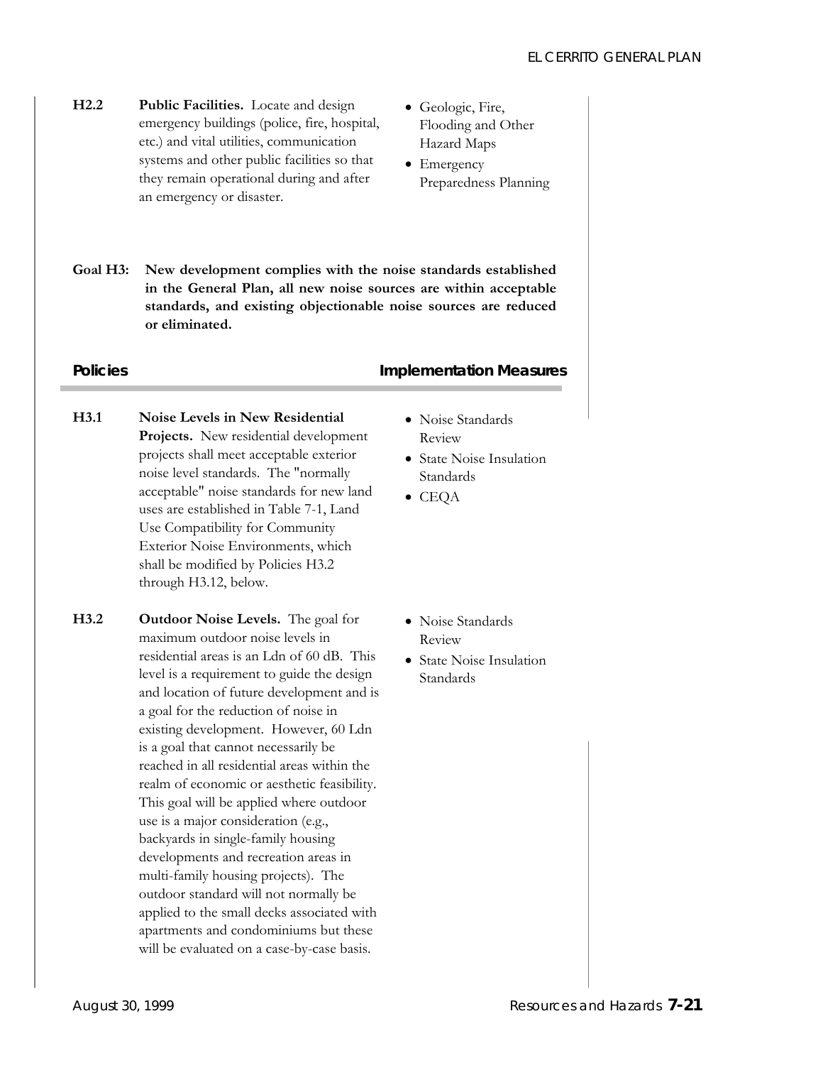**H2.2** **Public Facilities.** Locate and design emergency buildings (police, fire, hospital, etc.) and vital utilities, communication systems and other public facilities so that they remain operational during and after an emergency or disaster.

- Geologic, Fire, Flooding and Other Hazard Maps
- Emergency Preparedness Planning

**Goal H3: New development complies with the noise standards established in the General Plan, all new noise sources are within acceptable standards, and existing objectionable noise sources are reduced or eliminated.**

| Policies | Implementation Measures |
|---|---|

**H3.1** **Noise Levels in New Residential Projects.** New residential development projects shall meet acceptable exterior noise level standards. The "normally acceptable" noise standards for new land uses are established in Table 7-1, Land Use Compatibility for Community Exterior Noise Environments, which shall be modified by Policies H3.2 through H3.12, below.

- Noise Standards Review
- State Noise Insulation Standards
- CEQA

**H3.2** **Outdoor Noise Levels.** The goal for maximum outdoor noise levels in residential areas is an Ldn of 60 dB. This level is a requirement to guide the design and location of future development and is a goal for the reduction of noise in existing development. However, 60 Ldn is a goal that cannot necessarily be reached in all residential areas within the realm of economic or aesthetic feasibility. This goal will be applied where outdoor use is a major consideration (e.g., backyards in single-family housing developments and recreation areas in multi-family housing projects). The outdoor standard will not normally be applied to the small decks associated with apartments and condominiums but these will be evaluated on a case-by-case basis.

- Noise Standards Review
- State Noise Insulation Standards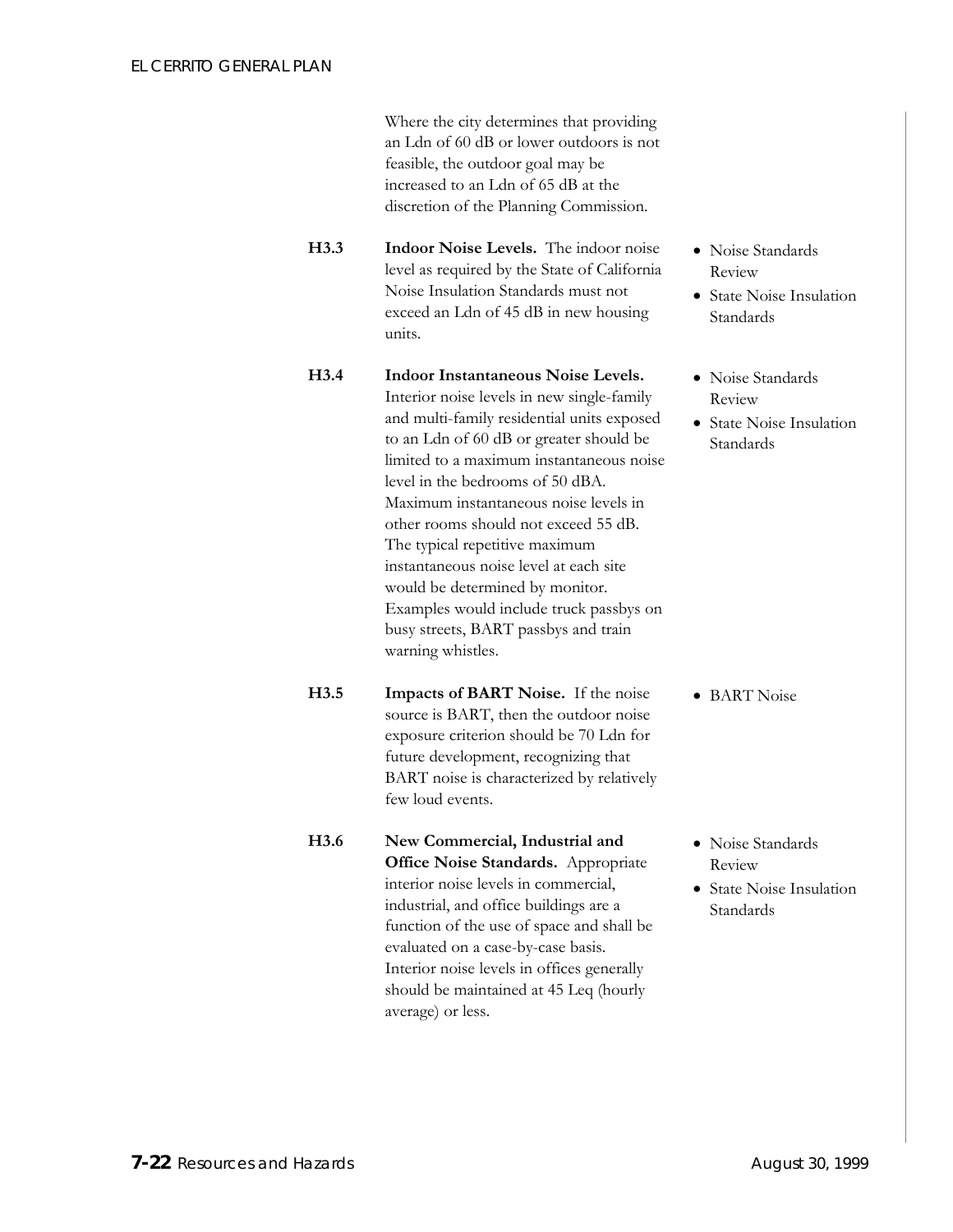Where the city determines that providing an Ldn of 60 dB or lower outdoors is not feasible, the outdoor goal may be increased to an Ldn of 65 dB at the discretion of the Planning Commission.

**H3.3** **Indoor Noise Levels.** The indoor noise level as required by the State of California Noise Insulation Standards must not exceed an Ldn of 45 dB in new housing units.

- Noise Standards Review
- State Noise Insulation Standards

**H3.4** **Indoor Instantaneous Noise Levels.** Interior noise levels in new single-family and multi-family residential units exposed to an Ldn of 60 dB or greater should be limited to a maximum instantaneous noise level in the bedrooms of 50 dBA. Maximum instantaneous noise levels in other rooms should not exceed 55 dB. The typical repetitive maximum instantaneous noise level at each site would be determined by monitor. Examples would include truck passbys on busy streets, BART passbys and train warning whistles.

- Noise Standards Review
- State Noise Insulation Standards

**H3.5** **Impacts of BART Noise.** If the noise source is BART, then the outdoor noise exposure criterion should be 70 Ldn for future development, recognizing that BART noise is characterized by relatively few loud events.

- BART Noise

**H3.6** **New Commercial, Industrial and Office Noise Standards.** Appropriate interior noise levels in commercial, industrial, and office buildings are a function of the use of space and shall be evaluated on a case-by-case basis. Interior noise levels in offices generally should be maintained at 45 Leq (hourly average) or less.

- Noise Standards Review
- State Noise Insulation Standards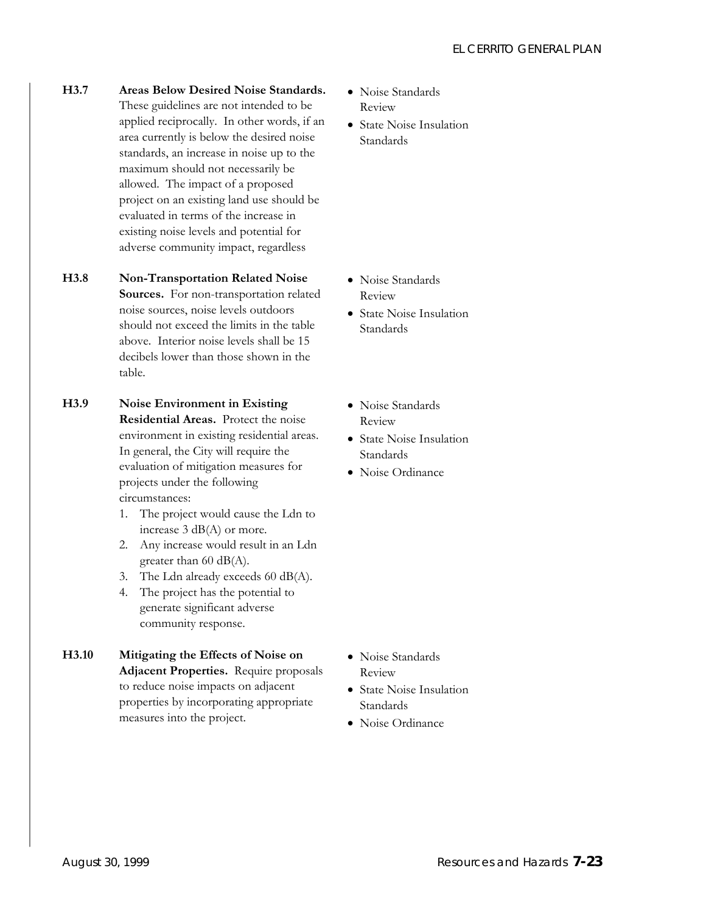**H3.7 Areas Below Desired Noise Standards.** These guidelines are not intended to be applied reciprocally. In other words, if an area currently is below the desired noise standards, an increase in noise up to the maximum should not necessarily be allowed. The impact of a proposed project on an existing land use should be evaluated in terms of the increase in existing noise levels and potential for adverse community impact, regardless

- Noise Standards Review
- State Noise Insulation Standards

**H3.8 Non-Transportation Related Noise Sources.** For non-transportation related noise sources, noise levels outdoors should not exceed the limits in the table above. Interior noise levels shall be 15 decibels lower than those shown in the table.

- Noise Standards Review
- State Noise Insulation Standards

**H3.9 Noise Environment in Existing Residential Areas.** Protect the noise environment in existing residential areas. In general, the City will require the evaluation of mitigation measures for projects under the following circumstances:

1. The project would cause the Ldn to increase 3 dB(A) or more.
2. Any increase would result in an Ldn greater than 60 dB(A).
3. The Ldn already exceeds 60 dB(A).
4. The project has the potential to generate significant adverse community response.

- Noise Standards Review
- State Noise Insulation Standards
- Noise Ordinance

**H3.10 Mitigating the Effects of Noise on Adjacent Properties.** Require proposals to reduce noise impacts on adjacent properties by incorporating appropriate measures into the project.

- Noise Standards Review
- State Noise Insulation Standards
- Noise Ordinance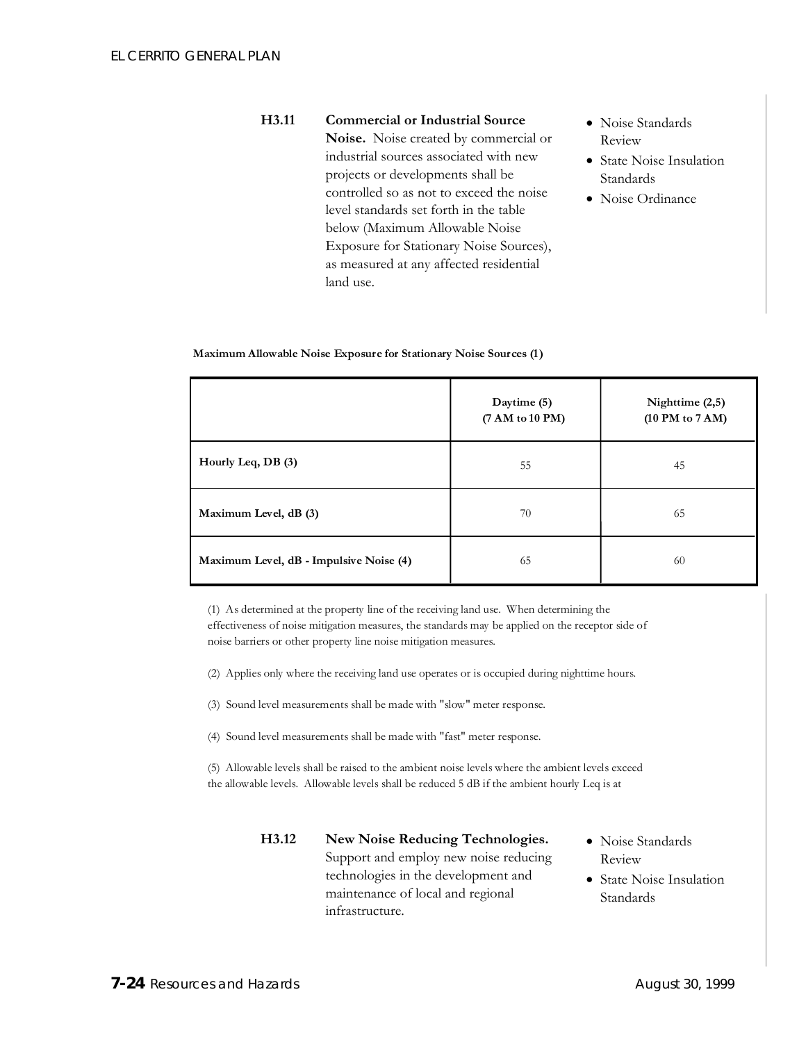**H3.11** **Commercial or Industrial Source Noise.** Noise created by commercial or industrial sources associated with new projects or developments shall be controlled so as not to exceed the noise level standards set forth in the table below (Maximum Allowable Noise Exposure for Stationary Noise Sources), as measured at any affected residential land use.

- Noise Standards Review
- State Noise Insulation Standards
- Noise Ordinance

**Maximum Allowable Noise Exposure for Stationary Noise Sources (1)**

| | Daytime (5) (7 AM to 10 PM) | Nighttime (2,5) (10 PM to 7 AM) |
|---|---|---|
| **Hourly Leq, DB (3)** | 55 | 45 |
| **Maximum Level, dB (3)** | 70 | 65 |
| **Maximum Level, dB - Impulsive Noise (4)** | 65 | 60 |

(1) As determined at the property line of the receiving land use. When determining the effectiveness of noise mitigation measures, the standards may be applied on the receptor side of noise barriers or other property line noise mitigation measures.

(2) Applies only where the receiving land use operates or is occupied during nighttime hours.

(3) Sound level measurements shall be made with "slow" meter response.

(4) Sound level measurements shall be made with "fast" meter response.

(5) Allowable levels shall be raised to the ambient noise levels where the ambient levels exceed the allowable levels. Allowable levels shall be reduced 5 dB if the ambient hourly Leq is at

**H3.12** **New Noise Reducing Technologies.** Support and employ new noise reducing technologies in the development and maintenance of local and regional infrastructure.

- Noise Standards Review
- State Noise Insulation Standards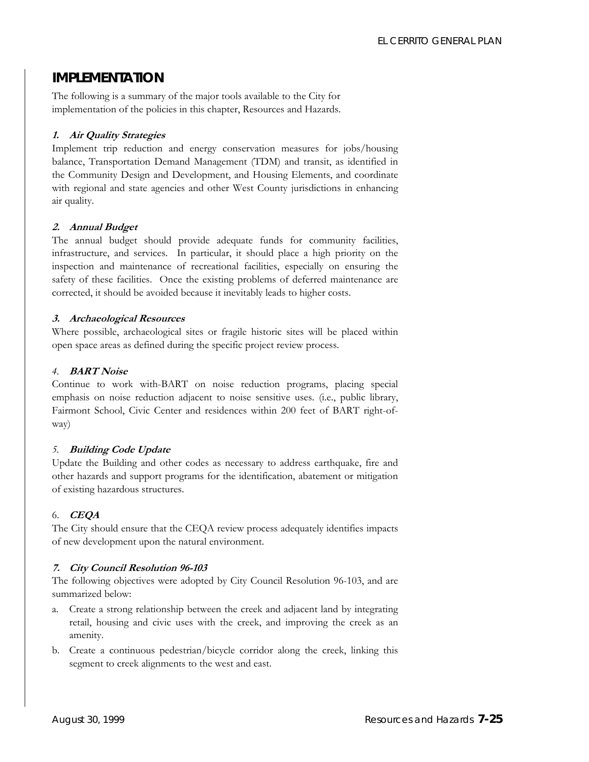## IMPLEMENTATION

The following is a summary of the major tools available to the City for implementation of the policies in this chapter, Resources and Hazards.

### 1. *Air Quality Strategies*

Implement trip reduction and energy conservation measures for jobs/housing balance, Transportation Demand Management (TDM) and transit, as identified in the Community Design and Development, and Housing Elements, and coordinate with regional and state agencies and other West County jurisdictions in enhancing air quality.

### 2. *Annual Budget*

The annual budget should provide adequate funds for community facilities, infrastructure, and services. In particular, it should place a high priority on the inspection and maintenance of recreational facilities, especially on ensuring the safety of these facilities. Once the existing problems of deferred maintenance are corrected, it should be avoided because it inevitably leads to higher costs.

### 3. *Archaeological Resources*

Where possible, archaeological sites or fragile historic sites will be placed within open space areas as defined during the specific project review process.

### 4. *BART Noise*

Continue to work with-BART on noise reduction programs, placing special emphasis on noise reduction adjacent to noise sensitive uses. (i.e., public library, Fairmont School, Civic Center and residences within 200 feet of BART right-of-way)

### 5. *Building Code Update*

Update the Building and other codes as necessary to address earthquake, fire and other hazards and support programs for the identification, abatement or mitigation of existing hazardous structures.

### 6. *CEQA*

The City should ensure that the CEQA review process adequately identifies impacts of new development upon the natural environment.

### 7. *City Council Resolution 96-103*

The following objectives were adopted by City Council Resolution 96-103, and are summarized below:

a. Create a strong relationship between the creek and adjacent land by integrating retail, housing and civic uses with the creek, and improving the creek as an amenity.
b. Create a continuous pedestrian/bicycle corridor along the creek, linking this segment to creek alignments to the west and east.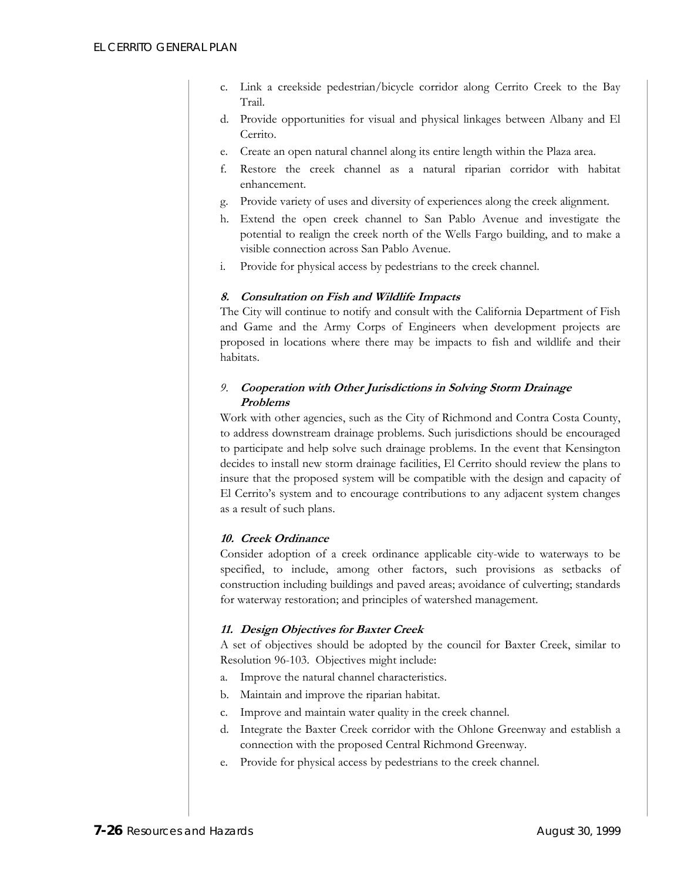c. Link a creekside pedestrian/bicycle corridor along Cerrito Creek to the Bay Trail.
d. Provide opportunities for visual and physical linkages between Albany and El Cerrito.
e. Create an open natural channel along its entire length within the Plaza area.
f. Restore the creek channel as a natural riparian corridor with habitat enhancement.
g. Provide variety of uses and diversity of experiences along the creek alignment.
h. Extend the open creek channel to San Pablo Avenue and investigate the potential to realign the creek north of the Wells Fargo building, and to make a visible connection across San Pablo Avenue.
i. Provide for physical access by pedestrians to the creek channel.

#### 8. Consultation on Fish and Wildlife Impacts

The City will continue to notify and consult with the California Department of Fish and Game and the Army Corps of Engineers when development projects are proposed in locations where there may be impacts to fish and wildlife and their habitats.

#### 9. Cooperation with Other Jurisdictions in Solving Storm Drainage Problems

Work with other agencies, such as the City of Richmond and Contra Costa County, to address downstream drainage problems. Such jurisdictions should be encouraged to participate and help solve such drainage problems. In the event that Kensington decides to install new storm drainage facilities, El Cerrito should review the plans to insure that the proposed system will be compatible with the design and capacity of El Cerrito's system and to encourage contributions to any adjacent system changes as a result of such plans.

#### 10. Creek Ordinance

Consider adoption of a creek ordinance applicable city-wide to waterways to be specified, to include, among other factors, such provisions as setbacks of construction including buildings and paved areas; avoidance of culverting; standards for waterway restoration; and principles of watershed management.

#### 11. Design Objectives for Baxter Creek

A set of objectives should be adopted by the council for Baxter Creek, similar to Resolution 96-103. Objectives might include:

a. Improve the natural channel characteristics.
b. Maintain and improve the riparian habitat.
c. Improve and maintain water quality in the creek channel.
d. Integrate the Baxter Creek corridor with the Ohlone Greenway and establish a connection with the proposed Central Richmond Greenway.
e. Provide for physical access by pedestrians to the creek channel.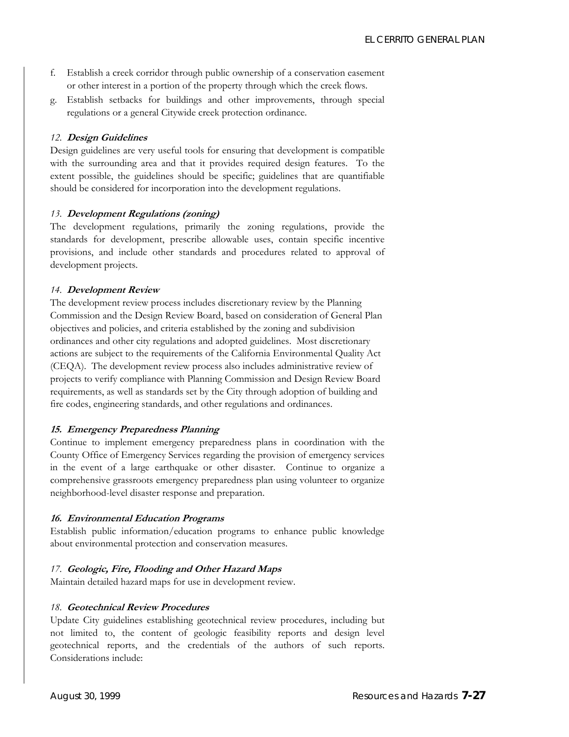f. Establish a creek corridor through public ownership of a conservation easement or other interest in a portion of the property through which the creek flows.
g. Establish setbacks for buildings and other improvements, through special regulations or a general Citywide creek protection ordinance.

#### *12.* ***Design Guidelines***

Design guidelines are very useful tools for ensuring that development is compatible with the surrounding area and that it provides required design features. To the extent possible, the guidelines should be specific; guidelines that are quantifiable should be considered for incorporation into the development regulations.

#### *13.* ***Development Regulations (zoning)***

The development regulations, primarily the zoning regulations, provide the standards for development, prescribe allowable uses, contain specific incentive provisions, and include other standards and procedures related to approval of development projects.

#### *14.* ***Development Review***

The development review process includes discretionary review by the Planning Commission and the Design Review Board, based on consideration of General Plan objectives and policies, and criteria established by the zoning and subdivision ordinances and other city regulations and adopted guidelines. Most discretionary actions are subject to the requirements of the California Environmental Quality Act (CEQA). The development review process also includes administrative review of projects to verify compliance with Planning Commission and Design Review Board requirements, as well as standards set by the City through adoption of building and fire codes, engineering standards, and other regulations and ordinances.

#### ***15. Emergency Preparedness Planning***

Continue to implement emergency preparedness plans in coordination with the County Office of Emergency Services regarding the provision of emergency services in the event of a large earthquake or other disaster. Continue to organize a comprehensive grassroots emergency preparedness plan using volunteer to organize neighborhood-level disaster response and preparation.

#### ***16. Environmental Education Programs***

Establish public information/education programs to enhance public knowledge about environmental protection and conservation measures.

#### *17.* ***Geologic, Fire, Flooding and Other Hazard Maps***

Maintain detailed hazard maps for use in development review.

#### *18.* ***Geotechnical Review Procedures***

Update City guidelines establishing geotechnical review procedures, including but not limited to, the content of geologic feasibility reports and design level geotechnical reports, and the credentials of the authors of such reports. Considerations include: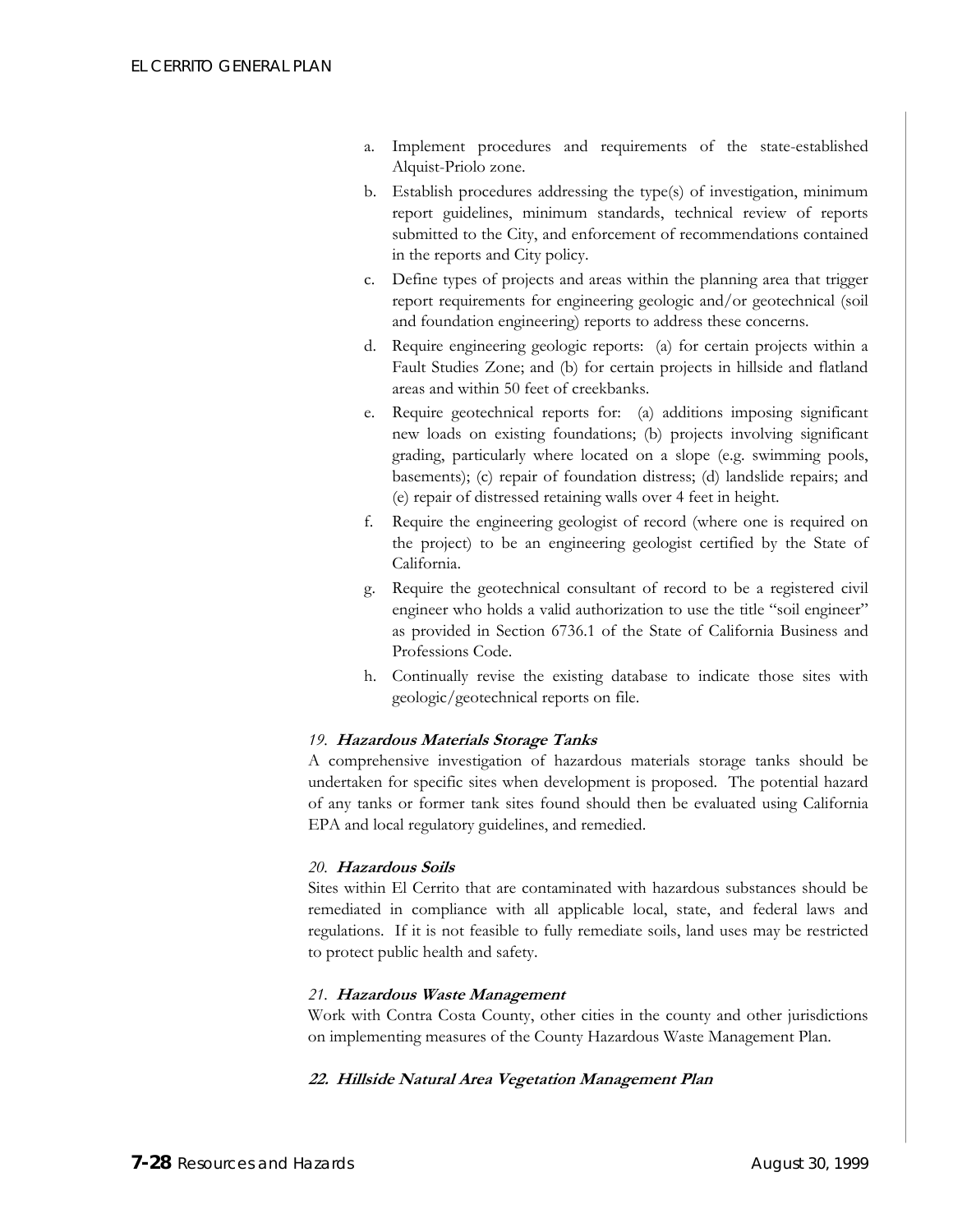a. Implement procedures and requirements of the state-established Alquist-Priolo zone.
b. Establish procedures addressing the type(s) of investigation, minimum report guidelines, minimum standards, technical review of reports submitted to the City, and enforcement of recommendations contained in the reports and City policy.
c. Define types of projects and areas within the planning area that trigger report requirements for engineering geologic and/or geotechnical (soil and foundation engineering) reports to address these concerns.
d. Require engineering geologic reports: (a) for certain projects within a Fault Studies Zone; and (b) for certain projects in hillside and flatland areas and within 50 feet of creekbanks.
e. Require geotechnical reports for: (a) additions imposing significant new loads on existing foundations; (b) projects involving significant grading, particularly where located on a slope (e.g. swimming pools, basements); (c) repair of foundation distress; (d) landslide repairs; and (e) repair of distressed retaining walls over 4 feet in height.
f. Require the engineering geologist of record (where one is required on the project) to be an engineering geologist certified by the State of California.
g. Require the geotechnical consultant of record to be a registered civil engineer who holds a valid authorization to use the title "soil engineer" as provided in Section 6736.1 of the State of California Business and Professions Code.
h. Continually revise the existing database to indicate those sites with geologic/geotechnical reports on file.

#### *19.* ***Hazardous Materials Storage Tanks***

A comprehensive investigation of hazardous materials storage tanks should be undertaken for specific sites when development is proposed. The potential hazard of any tanks or former tank sites found should then be evaluated using California EPA and local regulatory guidelines, and remedied.

#### *20.* ***Hazardous Soils***

Sites within El Cerrito that are contaminated with hazardous substances should be remediated in compliance with all applicable local, state, and federal laws and regulations. If it is not feasible to fully remediate soils, land uses may be restricted to protect public health and safety.

#### *21.* ***Hazardous Waste Management***

Work with Contra Costa County, other cities in the county and other jurisdictions on implementing measures of the County Hazardous Waste Management Plan.

#### ***22. Hillside Natural Area Vegetation Management Plan***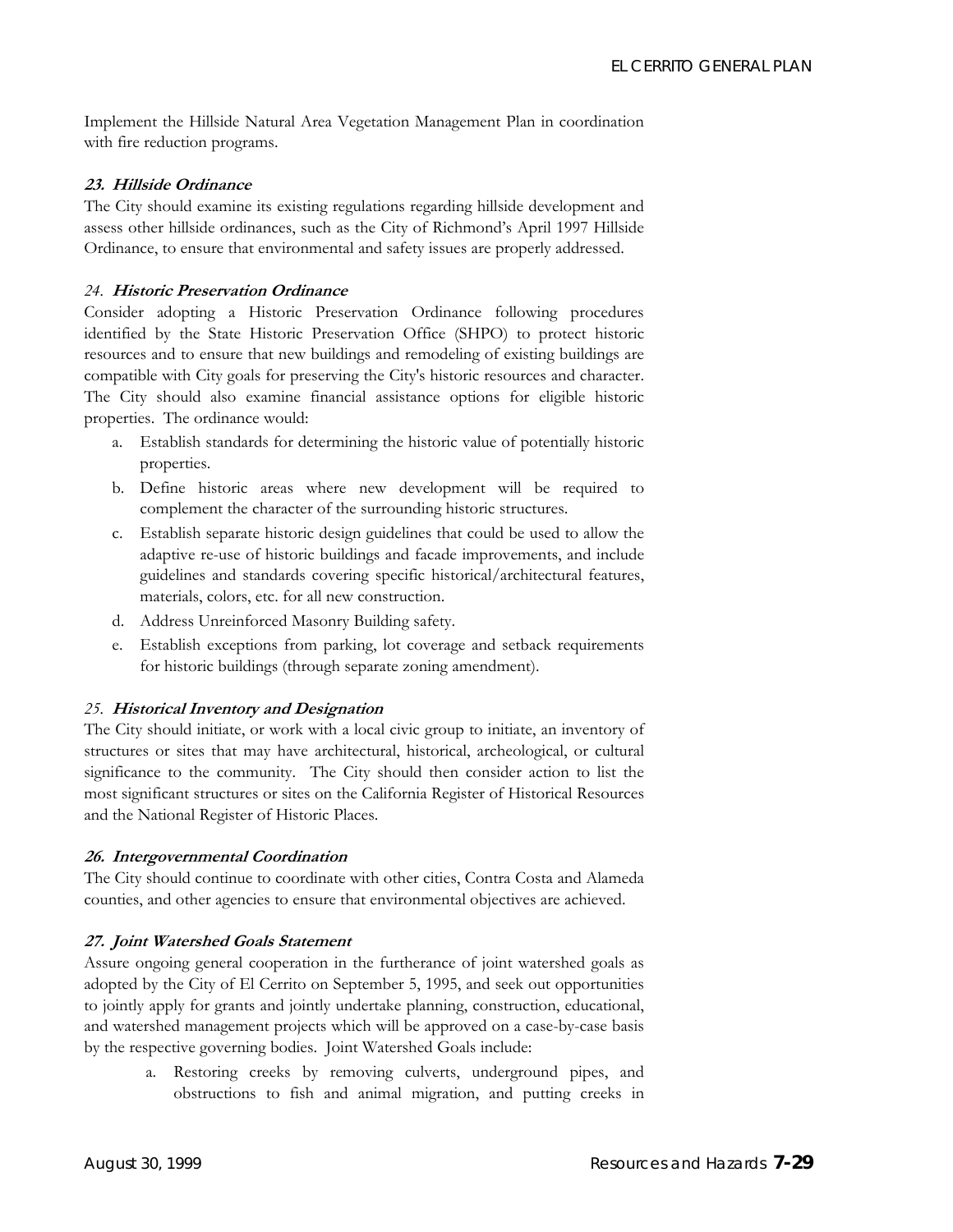Implement the Hillside Natural Area Vegetation Management Plan in coordination with fire reduction programs.

**23. *Hillside Ordinance***

The City should examine its existing regulations regarding hillside development and assess other hillside ordinances, such as the City of Richmond's April 1997 Hillside Ordinance, to ensure that environmental and safety issues are properly addressed.

*24.* ***Historic Preservation Ordinance***

Consider adopting a Historic Preservation Ordinance following procedures identified by the State Historic Preservation Office (SHPO) to protect historic resources and to ensure that new buildings and remodeling of existing buildings are compatible with City goals for preserving the City's historic resources and character. The City should also examine financial assistance options for eligible historic properties. The ordinance would:

a. Establish standards for determining the historic value of potentially historic properties.
b. Define historic areas where new development will be required to complement the character of the surrounding historic structures.
c. Establish separate historic design guidelines that could be used to allow the adaptive re-use of historic buildings and facade improvements, and include guidelines and standards covering specific historical/architectural features, materials, colors, etc. for all new construction.
d. Address Unreinforced Masonry Building safety.
e. Establish exceptions from parking, lot coverage and setback requirements for historic buildings (through separate zoning amendment).

*25.* ***Historical Inventory and Designation***

The City should initiate, or work with a local civic group to initiate, an inventory of structures or sites that may have architectural, historical, archeological, or cultural significance to the community. The City should then consider action to list the most significant structures or sites on the California Register of Historical Resources and the National Register of Historic Places.

**26. *Intergovernmental Coordination***

The City should continue to coordinate with other cities, Contra Costa and Alameda counties, and other agencies to ensure that environmental objectives are achieved.

**27. *Joint Watershed Goals Statement***

Assure ongoing general cooperation in the furtherance of joint watershed goals as adopted by the City of El Cerrito on September 5, 1995, and seek out opportunities to jointly apply for grants and jointly undertake planning, construction, educational, and watershed management projects which will be approved on a case-by-case basis by the respective governing bodies. Joint Watershed Goals include:

a. Restoring creeks by removing culverts, underground pipes, and obstructions to fish and animal migration, and putting creeks in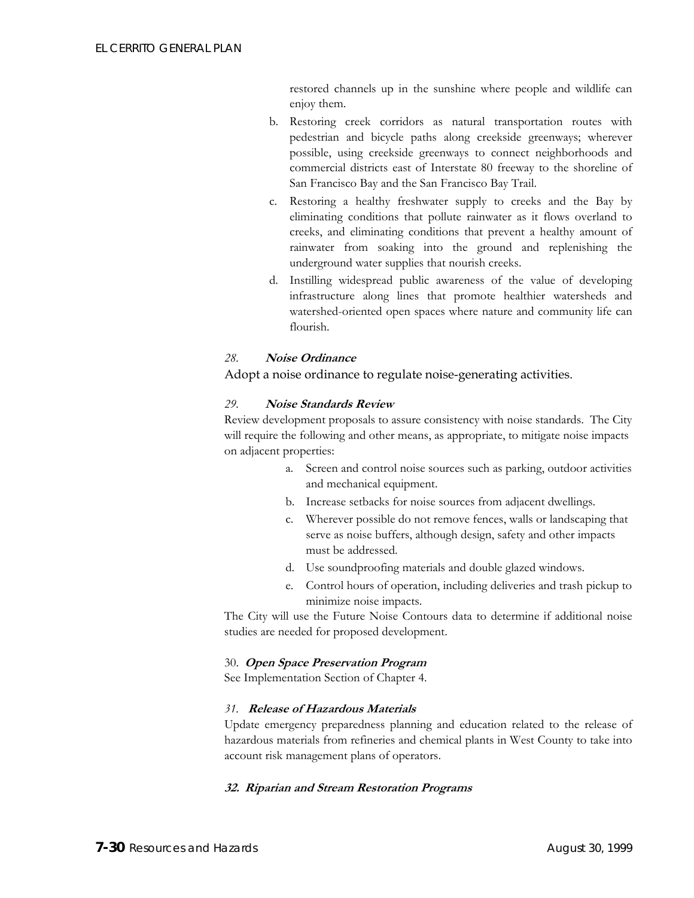restored channels up in the sunshine where people and wildlife can enjoy them.

b. Restoring creek corridors as natural transportation routes with pedestrian and bicycle paths along creekside greenways; wherever possible, using creekside greenways to connect neighborhoods and commercial districts east of Interstate 80 freeway to the shoreline of San Francisco Bay and the San Francisco Bay Trail.

c. Restoring a healthy freshwater supply to creeks and the Bay by eliminating conditions that pollute rainwater as it flows overland to creeks, and eliminating conditions that prevent a healthy amount of rainwater from soaking into the ground and replenishing the underground water supplies that nourish creeks.

d. Instilling widespread public awareness of the value of developing infrastructure along lines that promote healthier watersheds and watershed-oriented open spaces where nature and community life can flourish.

*28.* ***Noise Ordinance***

Adopt a noise ordinance to regulate noise-generating activities.

*29.* ***Noise Standards Review***

Review development proposals to assure consistency with noise standards. The City will require the following and other means, as appropriate, to mitigate noise impacts on adjacent properties:

a. Screen and control noise sources such as parking, outdoor activities and mechanical equipment.

b. Increase setbacks for noise sources from adjacent dwellings.

c. Wherever possible do not remove fences, walls or landscaping that serve as noise buffers, although design, safety and other impacts must be addressed.

d. Use soundproofing materials and double glazed windows.

e. Control hours of operation, including deliveries and trash pickup to minimize noise impacts.

The City will use the Future Noise Contours data to determine if additional noise studies are needed for proposed development.

30. ***Open Space Preservation Program***

See Implementation Section of Chapter 4.

*31.* ***Release of Hazardous Materials***

Update emergency preparedness planning and education related to the release of hazardous materials from refineries and chemical plants in West County to take into account risk management plans of operators.

***32. Riparian and Stream Restoration Programs***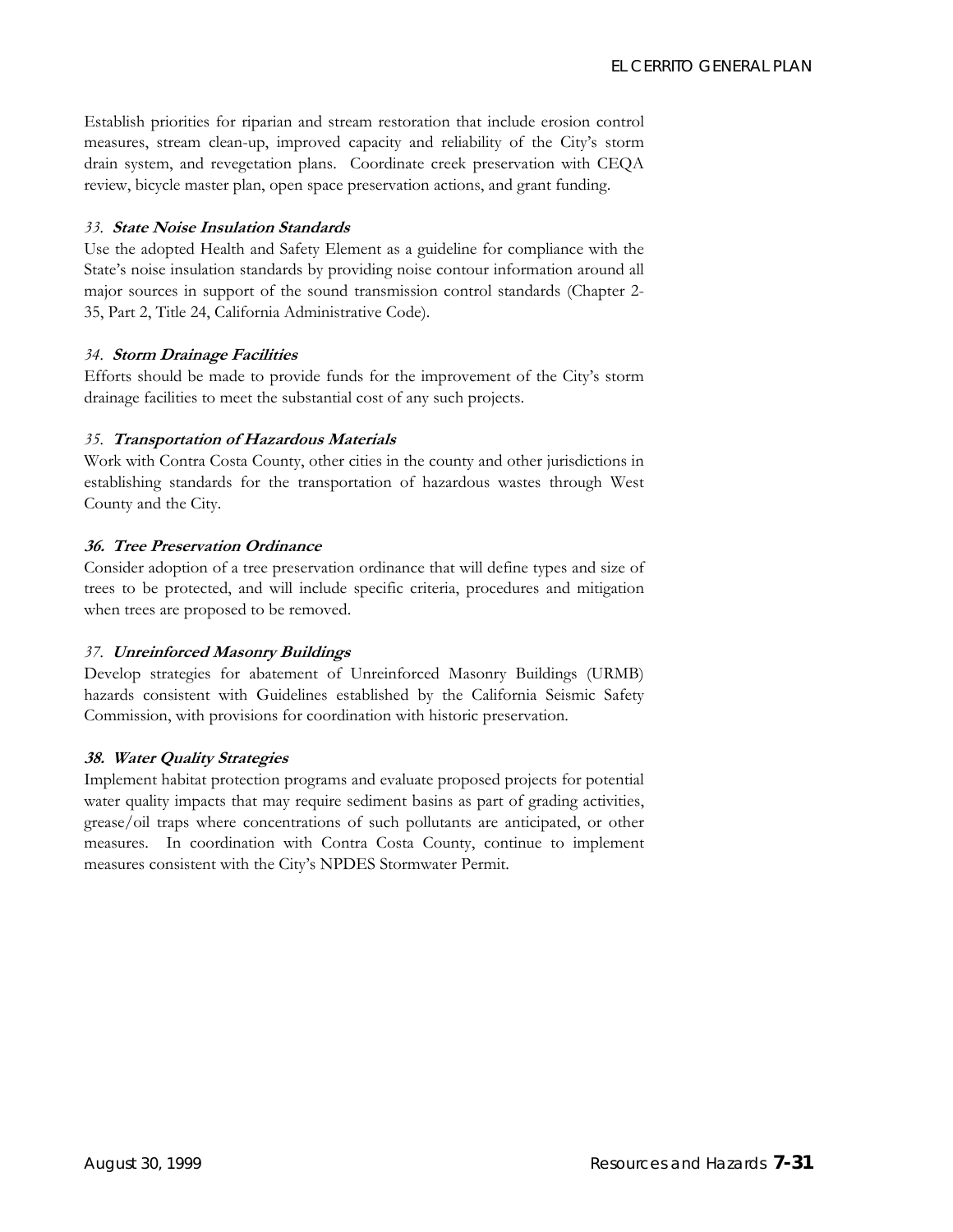Establish priorities for riparian and stream restoration that include erosion control measures, stream clean-up, improved capacity and reliability of the City's storm drain system, and revegetation plans. Coordinate creek preservation with CEQA review, bicycle master plan, open space preservation actions, and grant funding.

*33.* ***State Noise Insulation Standards***

Use the adopted Health and Safety Element as a guideline for compliance with the State's noise insulation standards by providing noise contour information around all major sources in support of the sound transmission control standards (Chapter 2-35, Part 2, Title 24, California Administrative Code).

*34.* ***Storm Drainage Facilities***

Efforts should be made to provide funds for the improvement of the City's storm drainage facilities to meet the substantial cost of any such projects.

*35.* ***Transportation of Hazardous Materials***

Work with Contra Costa County, other cities in the county and other jurisdictions in establishing standards for the transportation of hazardous wastes through West County and the City.

***36. Tree Preservation Ordinance***

Consider adoption of a tree preservation ordinance that will define types and size of trees to be protected, and will include specific criteria, procedures and mitigation when trees are proposed to be removed.

*37.* ***Unreinforced Masonry Buildings***

Develop strategies for abatement of Unreinforced Masonry Buildings (URMB) hazards consistent with Guidelines established by the California Seismic Safety Commission, with provisions for coordination with historic preservation.

***38. Water Quality Strategies***

Implement habitat protection programs and evaluate proposed projects for potential water quality impacts that may require sediment basins as part of grading activities, grease/oil traps where concentrations of such pollutants are anticipated, or other measures. In coordination with Contra Costa County, continue to implement measures consistent with the City's NPDES Stormwater Permit.